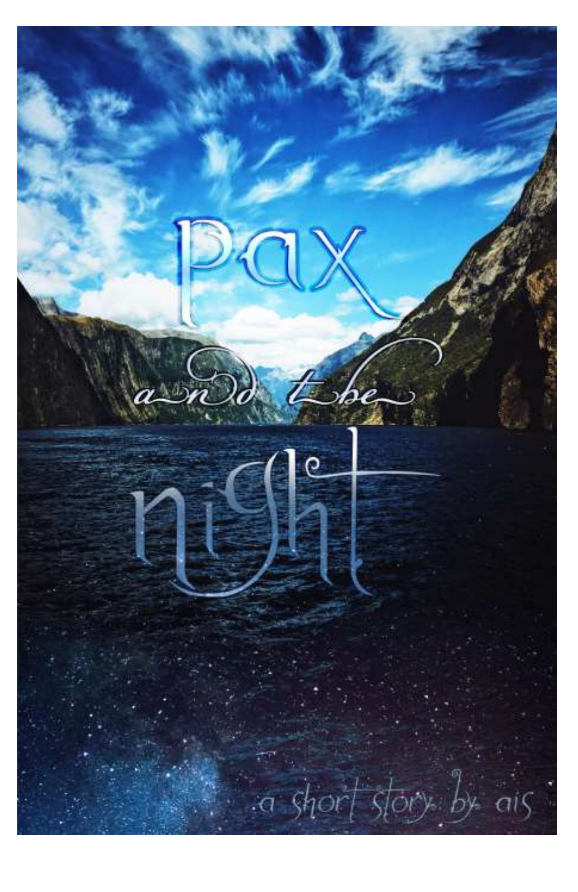# Pax and the Night

a short story by ais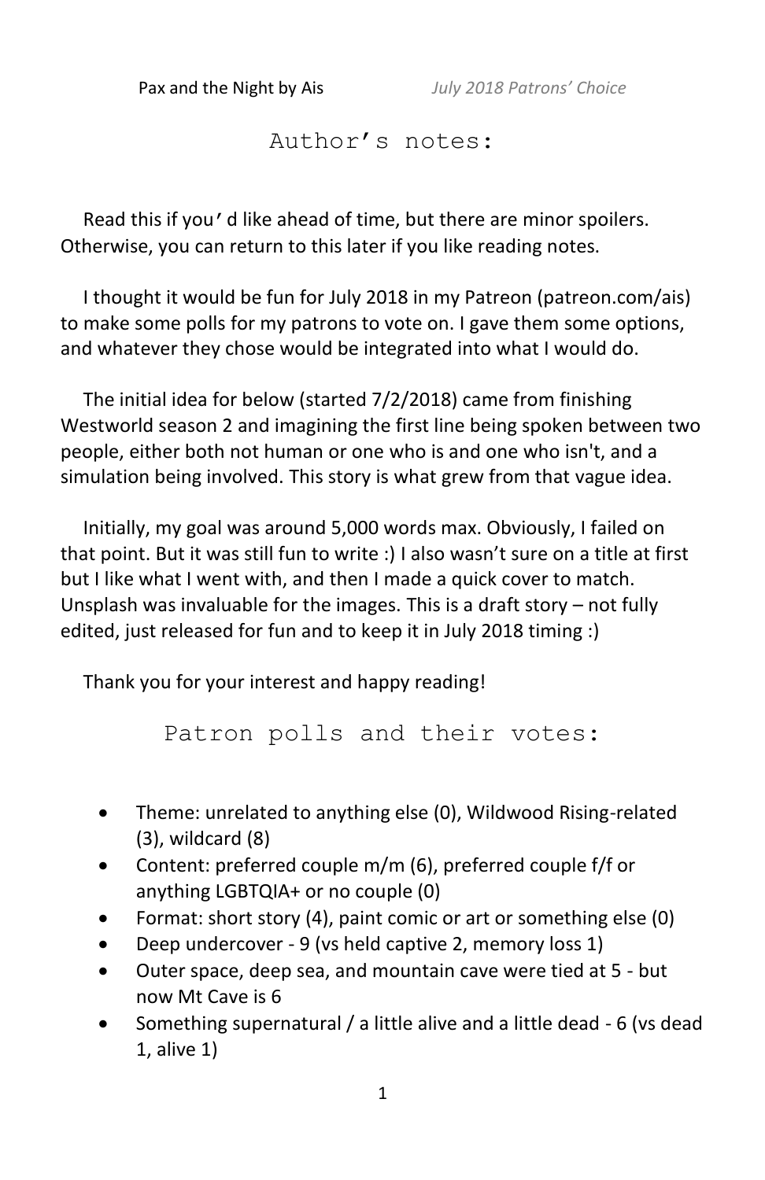## Author's notes:

Read this if you' d like ahead of time, but there are minor spoilers. Otherwise, you can return to this later if you like reading notes.

I thought it would be fun for July 2018 in my Patreon (patreon.com/ais) to make some polls for my patrons to vote on. I gave them some options, and whatever they chose would be integrated into what I would do.

The initial idea for below (started 7/2/2018) came from finishing Westworld season 2 and imagining the first line being spoken between two people, either both not human or one who is and one who isn't, and a simulation being involved. This story is what grew from that vague idea.

Initially, my goal was around 5,000 words max. Obviously, I failed on that point. But it was still fun to write :) I also wasn't sure on a title at first but I like what I went with, and then I made a quick cover to match. Unsplash was invaluable for the images. This is a draft story – not fully edited, just released for fun and to keep it in July 2018 timing :)

Thank you for your interest and happy reading!

## Patron polls and their votes:

- Theme: unrelated to anything else (0), Wildwood Rising-related (3), wildcard (8)
- Content: preferred couple m/m (6), preferred couple f/f or anything LGBTQIA+ or no couple (0)
- Format: short story (4), paint comic or art or something else (0)
- Deep undercover - 9 (vs held captive 2, memory loss 1)
- Outer space, deep sea, and mountain cave were tied at 5 - but now Mt Cave is 6
- Something supernatural / a little alive and a little dead - 6 (vs dead 1, alive 1)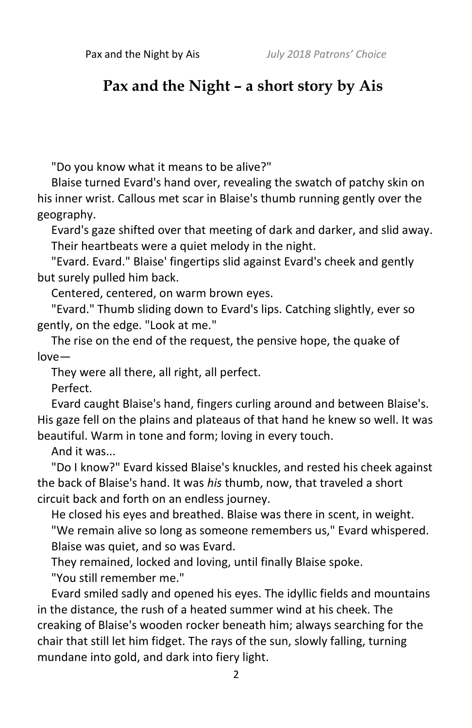# Pax and the Night – a short story by Ais

"Do you know what it means to be alive?"

Blaise turned Evard's hand over, revealing the swatch of patchy skin on his inner wrist. Callous met scar in Blaise's thumb running gently over the geography.

Evard's gaze shifted over that meeting of dark and darker, and slid away.

Their heartbeats were a quiet melody in the night.

"Evard. Evard." Blaise' fingertips slid against Evard's cheek and gently but surely pulled him back.

Centered, centered, on warm brown eyes.

"Evard." Thumb sliding down to Evard's lips. Catching slightly, ever so gently, on the edge. "Look at me."

The rise on the end of the request, the pensive hope, the quake of love—

They were all there, all right, all perfect.

Perfect.

Evard caught Blaise's hand, fingers curling around and between Blaise's. His gaze fell on the plains and plateaus of that hand he knew so well. It was beautiful. Warm in tone and form; loving in every touch.

And it was...

"Do I know?" Evard kissed Blaise's knuckles, and rested his cheek against the back of Blaise's hand. It was *his* thumb, now, that traveled a short circuit back and forth on an endless journey.

He closed his eyes and breathed. Blaise was there in scent, in weight.

"We remain alive so long as someone remembers us," Evard whispered.

Blaise was quiet, and so was Evard.

They remained, locked and loving, until finally Blaise spoke.

"You still remember me."

Evard smiled sadly and opened his eyes. The idyllic fields and mountains in the distance, the rush of a heated summer wind at his cheek. The creaking of Blaise's wooden rocker beneath him; always searching for the chair that still let him fidget. The rays of the sun, slowly falling, turning mundane into gold, and dark into fiery light.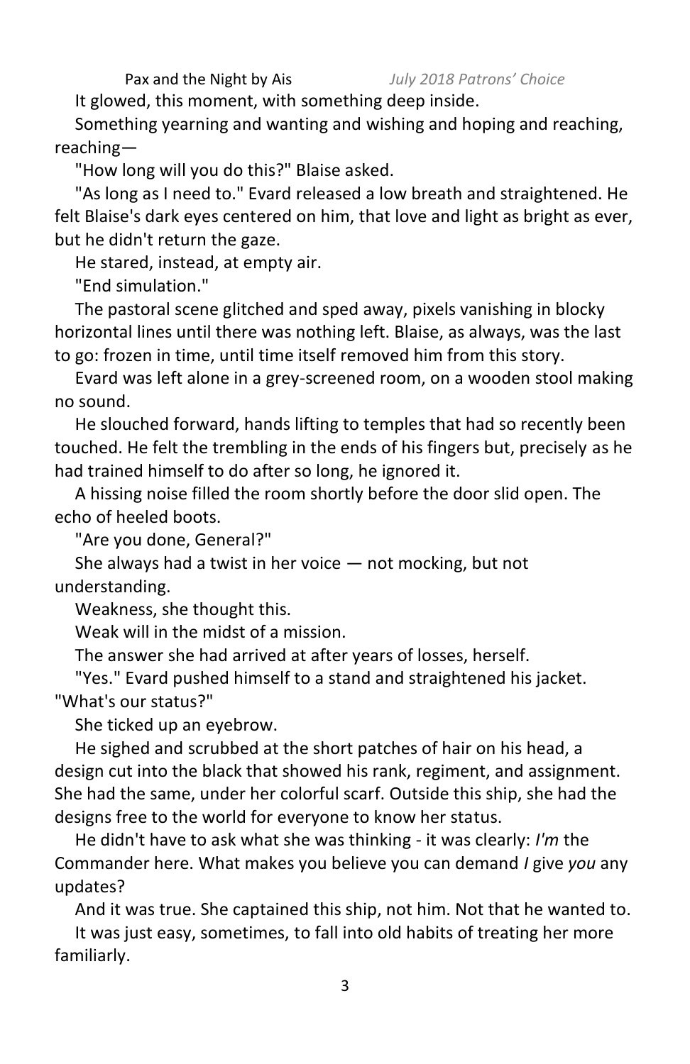It glowed, this moment, with something deep inside.

Something yearning and wanting and wishing and hoping and reaching, reaching—

"How long will you do this?" Blaise asked.

"As long as I need to." Evard released a low breath and straightened. He felt Blaise's dark eyes centered on him, that love and light as bright as ever, but he didn't return the gaze.

He stared, instead, at empty air.

"End simulation."

The pastoral scene glitched and sped away, pixels vanishing in blocky horizontal lines until there was nothing left. Blaise, as always, was the last to go: frozen in time, until time itself removed him from this story.

Evard was left alone in a grey-screened room, on a wooden stool making no sound.

He slouched forward, hands lifting to temples that had so recently been touched. He felt the trembling in the ends of his fingers but, precisely as he had trained himself to do after so long, he ignored it.

A hissing noise filled the room shortly before the door slid open. The echo of heeled boots.

"Are you done, General?"

She always had a twist in her voice — not mocking, but not understanding.

Weakness, she thought this.

Weak will in the midst of a mission.

The answer she had arrived at after years of losses, herself.

"Yes." Evard pushed himself to a stand and straightened his jacket. "What's our status?"

She ticked up an eyebrow.

He sighed and scrubbed at the short patches of hair on his head, a design cut into the black that showed his rank, regiment, and assignment. She had the same, under her colorful scarf. Outside this ship, she had the designs free to the world for everyone to know her status.

He didn't have to ask what she was thinking - it was clearly: *I'm* the Commander here. What makes you believe you can demand *I* give *you* any updates?

And it was true. She captained this ship, not him. Not that he wanted to.

It was just easy, sometimes, to fall into old habits of treating her more familiarly.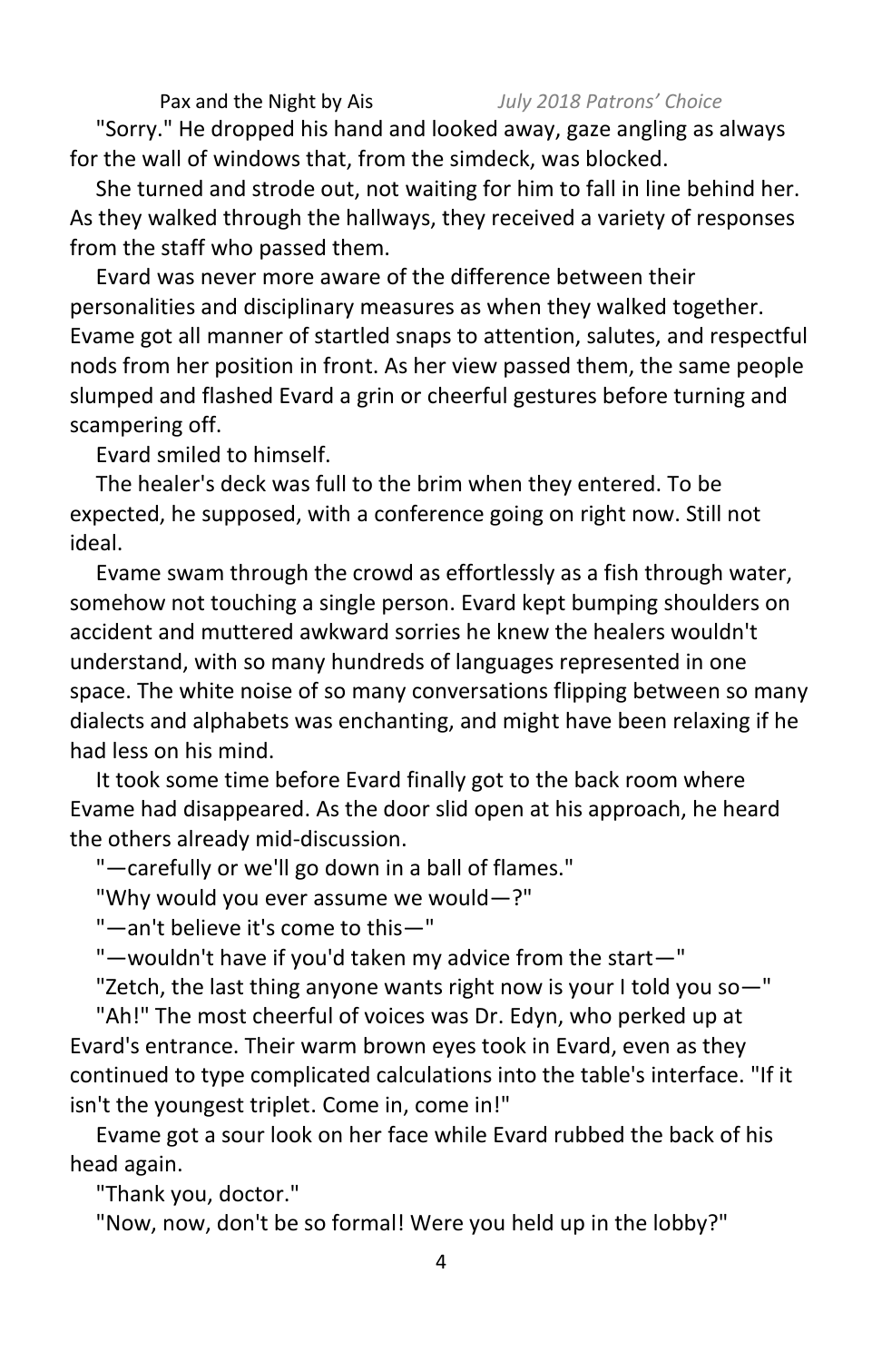"Sorry." He dropped his hand and looked away, gaze angling as always for the wall of windows that, from the simdeck, was blocked.

She turned and strode out, not waiting for him to fall in line behind her. As they walked through the hallways, they received a variety of responses from the staff who passed them.

Evard was never more aware of the difference between their personalities and disciplinary measures as when they walked together. Evame got all manner of startled snaps to attention, salutes, and respectful nods from her position in front. As her view passed them, the same people slumped and flashed Evard a grin or cheerful gestures before turning and scampering off.

Evard smiled to himself.

The healer's deck was full to the brim when they entered. To be expected, he supposed, with a conference going on right now. Still not ideal.

Evame swam through the crowd as effortlessly as a fish through water, somehow not touching a single person. Evard kept bumping shoulders on accident and muttered awkward sorries he knew the healers wouldn't understand, with so many hundreds of languages represented in one space. The white noise of so many conversations flipping between so many dialects and alphabets was enchanting, and might have been relaxing if he had less on his mind.

It took some time before Evard finally got to the back room where Evame had disappeared. As the door slid open at his approach, he heard the others already mid-discussion.

"—carefully or we'll go down in a ball of flames."

"Why would you ever assume we would—?"

"—an't believe it's come to this—"

"—wouldn't have if you'd taken my advice from the start—"

"Zetch, the last thing anyone wants right now is your I told you so—"

"Ah!" The most cheerful of voices was Dr. Edyn, who perked up at Evard's entrance. Their warm brown eyes took in Evard, even as they continued to type complicated calculations into the table's interface. "If it isn't the youngest triplet. Come in, come in!"

Evame got a sour look on her face while Evard rubbed the back of his head again.

"Thank you, doctor."

"Now, now, don't be so formal! Were you held up in the lobby?"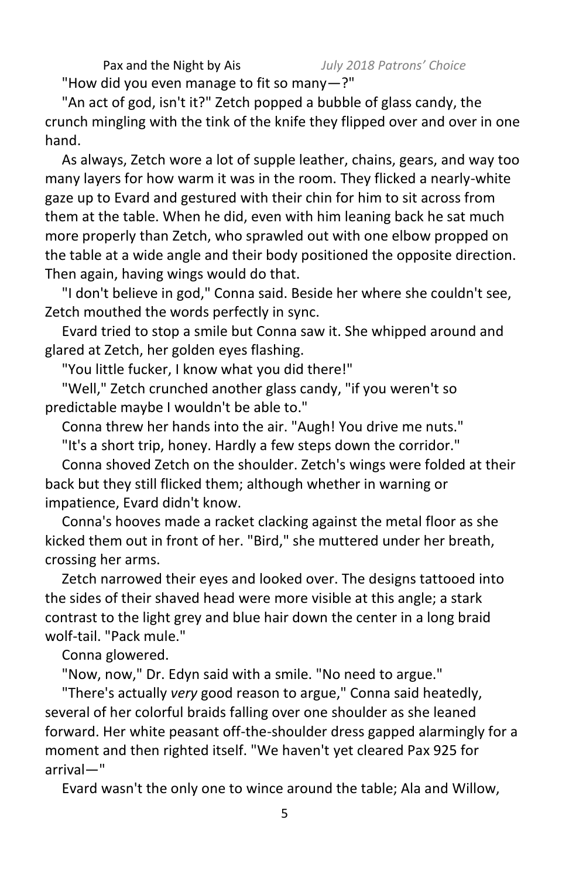"How did you even manage to fit so many—?"

"An act of god, isn't it?" Zetch popped a bubble of glass candy, the crunch mingling with the tink of the knife they flipped over and over in one hand.

As always, Zetch wore a lot of supple leather, chains, gears, and way too many layers for how warm it was in the room. They flicked a nearly-white gaze up to Evard and gestured with their chin for him to sit across from them at the table. When he did, even with him leaning back he sat much more properly than Zetch, who sprawled out with one elbow propped on the table at a wide angle and their body positioned the opposite direction. Then again, having wings would do that.

"I don't believe in god," Conna said. Beside her where she couldn't see, Zetch mouthed the words perfectly in sync.

Evard tried to stop a smile but Conna saw it. She whipped around and glared at Zetch, her golden eyes flashing.

"You little fucker, I know what you did there!"

"Well," Zetch crunched another glass candy, "if you weren't so predictable maybe I wouldn't be able to."

Conna threw her hands into the air. "Augh! You drive me nuts."

"It's a short trip, honey. Hardly a few steps down the corridor."

Conna shoved Zetch on the shoulder. Zetch's wings were folded at their back but they still flicked them; although whether in warning or impatience, Evard didn't know.

Conna's hooves made a racket clacking against the metal floor as she kicked them out in front of her. "Bird," she muttered under her breath, crossing her arms.

Zetch narrowed their eyes and looked over. The designs tattooed into the sides of their shaved head were more visible at this angle; a stark contrast to the light grey and blue hair down the center in a long braid wolf-tail. "Pack mule."

Conna glowered.

"Now, now," Dr. Edyn said with a smile. "No need to argue."

"There's actually *very* good reason to argue," Conna said heatedly, several of her colorful braids falling over one shoulder as she leaned forward. Her white peasant off-the-shoulder dress gapped alarmingly for a moment and then righted itself. "We haven't yet cleared Pax 925 for arrival—"

Evard wasn't the only one to wince around the table; Ala and Willow,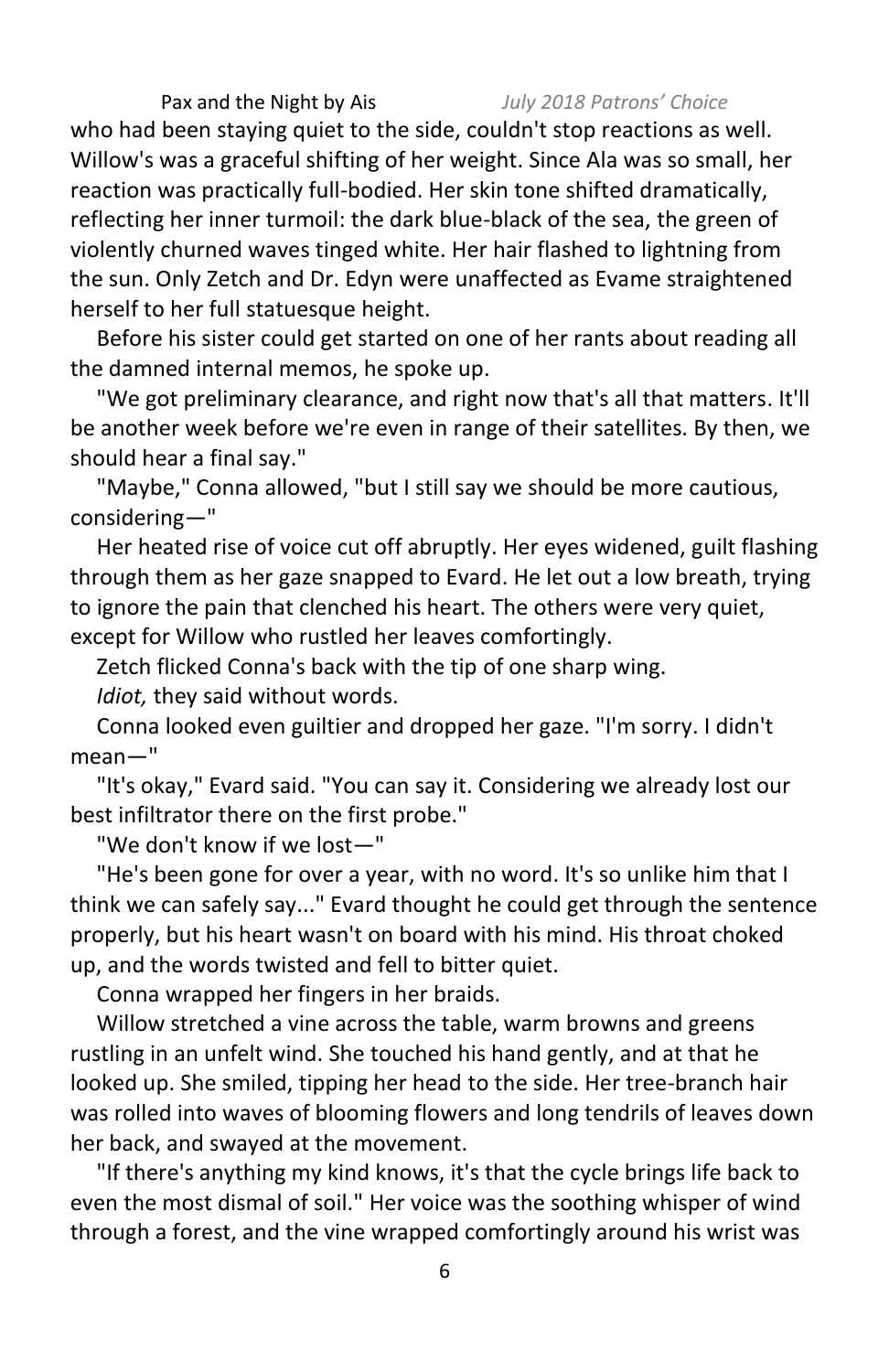who had been staying quiet to the side, couldn't stop reactions as well. Willow's was a graceful shifting of her weight. Since Ala was so small, her reaction was practically full-bodied. Her skin tone shifted dramatically, reflecting her inner turmoil: the dark blue-black of the sea, the green of violently churned waves tinged white. Her hair flashed to lightning from the sun. Only Zetch and Dr. Edyn were unaffected as Evame straightened herself to her full statuesque height.

Before his sister could get started on one of her rants about reading all the damned internal memos, he spoke up.

"We got preliminary clearance, and right now that's all that matters. It'll be another week before we're even in range of their satellites. By then, we should hear a final say."

"Maybe," Conna allowed, "but I still say we should be more cautious, considering—"

Her heated rise of voice cut off abruptly. Her eyes widened, guilt flashing through them as her gaze snapped to Evard. He let out a low breath, trying to ignore the pain that clenched his heart. The others were very quiet, except for Willow who rustled her leaves comfortingly.

Zetch flicked Conna's back with the tip of one sharp wing.

*Idiot,* they said without words.

Conna looked even guiltier and dropped her gaze. "I'm sorry. I didn't mean—"

"It's okay," Evard said. "You can say it. Considering we already lost our best infiltrator there on the first probe."

"We don't know if we lost—"

"He's been gone for over a year, with no word. It's so unlike him that I think we can safely say..." Evard thought he could get through the sentence properly, but his heart wasn't on board with his mind. His throat choked up, and the words twisted and fell to bitter quiet.

Conna wrapped her fingers in her braids.

Willow stretched a vine across the table, warm browns and greens rustling in an unfelt wind. She touched his hand gently, and at that he looked up. She smiled, tipping her head to the side. Her tree-branch hair was rolled into waves of blooming flowers and long tendrils of leaves down her back, and swayed at the movement.

"If there's anything my kind knows, it's that the cycle brings life back to even the most dismal of soil." Her voice was the soothing whisper of wind through a forest, and the vine wrapped comfortingly around his wrist was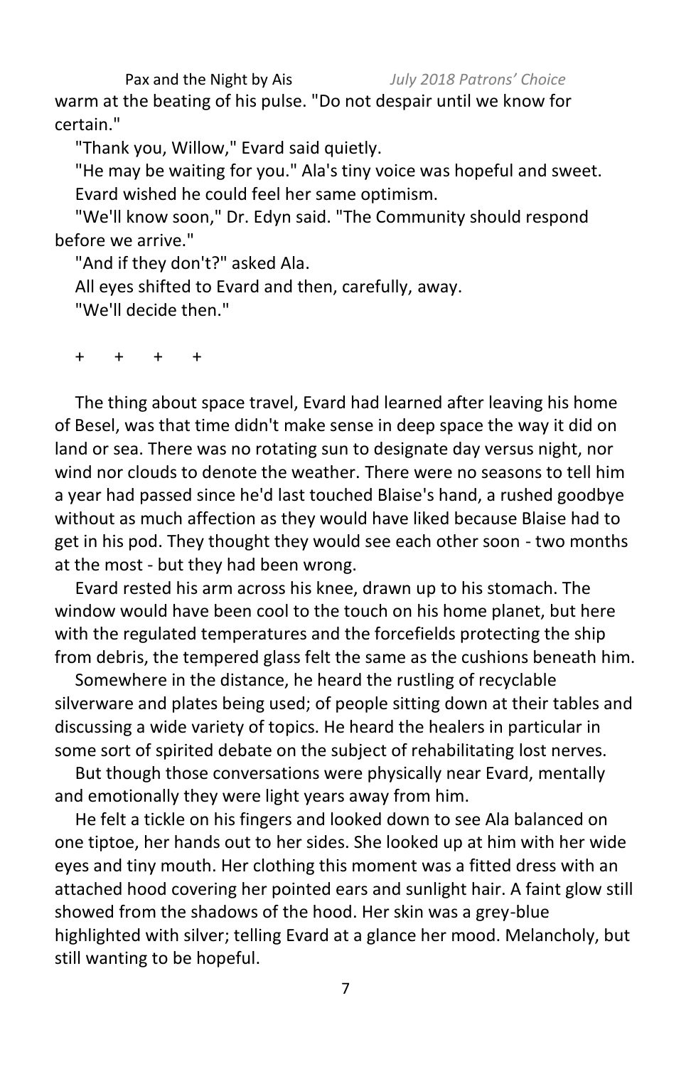warm at the beating of his pulse. "Do not despair until we know for certain."

"Thank you, Willow," Evard said quietly.

"He may be waiting for you." Ala's tiny voice was hopeful and sweet.

Evard wished he could feel her same optimism.

"We'll know soon," Dr. Edyn said. "The Community should respond before we arrive."

"And if they don't?" asked Ala.

All eyes shifted to Evard and then, carefully, away.

"We'll decide then."

\+ + + +

The thing about space travel, Evard had learned after leaving his home of Besel, was that time didn't make sense in deep space the way it did on land or sea. There was no rotating sun to designate day versus night, nor wind nor clouds to denote the weather. There were no seasons to tell him a year had passed since he'd last touched Blaise's hand, a rushed goodbye without as much affection as they would have liked because Blaise had to get in his pod. They thought they would see each other soon - two months at the most - but they had been wrong.

Evard rested his arm across his knee, drawn up to his stomach. The window would have been cool to the touch on his home planet, but here with the regulated temperatures and the forcefields protecting the ship from debris, the tempered glass felt the same as the cushions beneath him.

Somewhere in the distance, he heard the rustling of recyclable silverware and plates being used; of people sitting down at their tables and discussing a wide variety of topics. He heard the healers in particular in some sort of spirited debate on the subject of rehabilitating lost nerves.

But though those conversations were physically near Evard, mentally and emotionally they were light years away from him.

He felt a tickle on his fingers and looked down to see Ala balanced on one tiptoe, her hands out to her sides. She looked up at him with her wide eyes and tiny mouth. Her clothing this moment was a fitted dress with an attached hood covering her pointed ears and sunlight hair. A faint glow still showed from the shadows of the hood. Her skin was a grey-blue highlighted with silver; telling Evard at a glance her mood. Melancholy, but still wanting to be hopeful.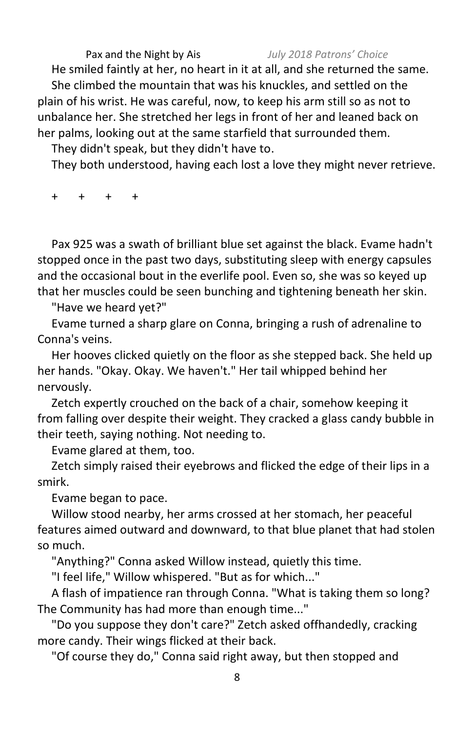He smiled faintly at her, no heart in it at all, and she returned the same.

She climbed the mountain that was his knuckles, and settled on the plain of his wrist. He was careful, now, to keep his arm still so as not to unbalance her. She stretched her legs in front of her and leaned back on her palms, looking out at the same starfield that surrounded them.

They didn't speak, but they didn't have to.

They both understood, having each lost a love they might never retrieve.

\+ + + +

Pax 925 was a swath of brilliant blue set against the black. Evame hadn't stopped once in the past two days, substituting sleep with energy capsules and the occasional bout in the everlife pool. Even so, she was so keyed up that her muscles could be seen bunching and tightening beneath her skin.

"Have we heard yet?"

Evame turned a sharp glare on Conna, bringing a rush of adrenaline to Conna's veins.

Her hooves clicked quietly on the floor as she stepped back. She held up her hands. "Okay. Okay. We haven't." Her tail whipped behind her nervously.

Zetch expertly crouched on the back of a chair, somehow keeping it from falling over despite their weight. They cracked a glass candy bubble in their teeth, saying nothing. Not needing to.

Evame glared at them, too.

Zetch simply raised their eyebrows and flicked the edge of their lips in a smirk.

Evame began to pace.

Willow stood nearby, her arms crossed at her stomach, her peaceful features aimed outward and downward, to that blue planet that had stolen so much.

"Anything?" Conna asked Willow instead, quietly this time.

"I feel life," Willow whispered. "But as for which..."

A flash of impatience ran through Conna. "What is taking them so long? The Community has had more than enough time..."

"Do you suppose they don't care?" Zetch asked offhandedly, cracking more candy. Their wings flicked at their back.

"Of course they do," Conna said right away, but then stopped and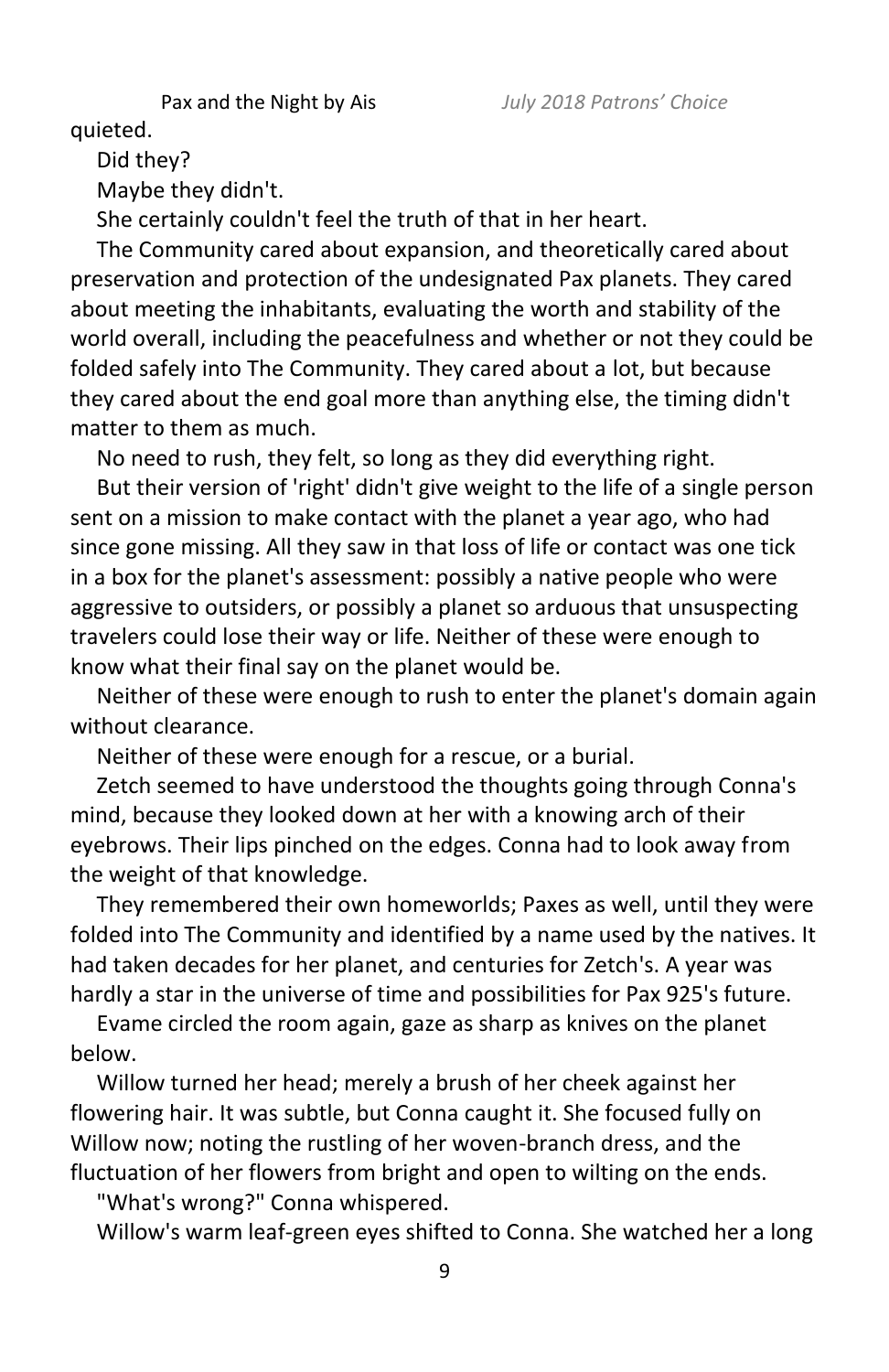quieted.

Did they?

Maybe they didn't.

She certainly couldn't feel the truth of that in her heart.

The Community cared about expansion, and theoretically cared about preservation and protection of the undesignated Pax planets. They cared about meeting the inhabitants, evaluating the worth and stability of the world overall, including the peacefulness and whether or not they could be folded safely into The Community. They cared about a lot, but because they cared about the end goal more than anything else, the timing didn't matter to them as much.

No need to rush, they felt, so long as they did everything right.

But their version of 'right' didn't give weight to the life of a single person sent on a mission to make contact with the planet a year ago, who had since gone missing. All they saw in that loss of life or contact was one tick in a box for the planet's assessment: possibly a native people who were aggressive to outsiders, or possibly a planet so arduous that unsuspecting travelers could lose their way or life. Neither of these were enough to know what their final say on the planet would be.

Neither of these were enough to rush to enter the planet's domain again without clearance.

Neither of these were enough for a rescue, or a burial.

Zetch seemed to have understood the thoughts going through Conna's mind, because they looked down at her with a knowing arch of their eyebrows. Their lips pinched on the edges. Conna had to look away from the weight of that knowledge.

They remembered their own homeworlds; Paxes as well, until they were folded into The Community and identified by a name used by the natives. It had taken decades for her planet, and centuries for Zetch's. A year was hardly a star in the universe of time and possibilities for Pax 925's future.

Evame circled the room again, gaze as sharp as knives on the planet below.

Willow turned her head; merely a brush of her cheek against her flowering hair. It was subtle, but Conna caught it. She focused fully on Willow now; noting the rustling of her woven-branch dress, and the fluctuation of her flowers from bright and open to wilting on the ends.

"What's wrong?" Conna whispered.

Willow's warm leaf-green eyes shifted to Conna. She watched her a long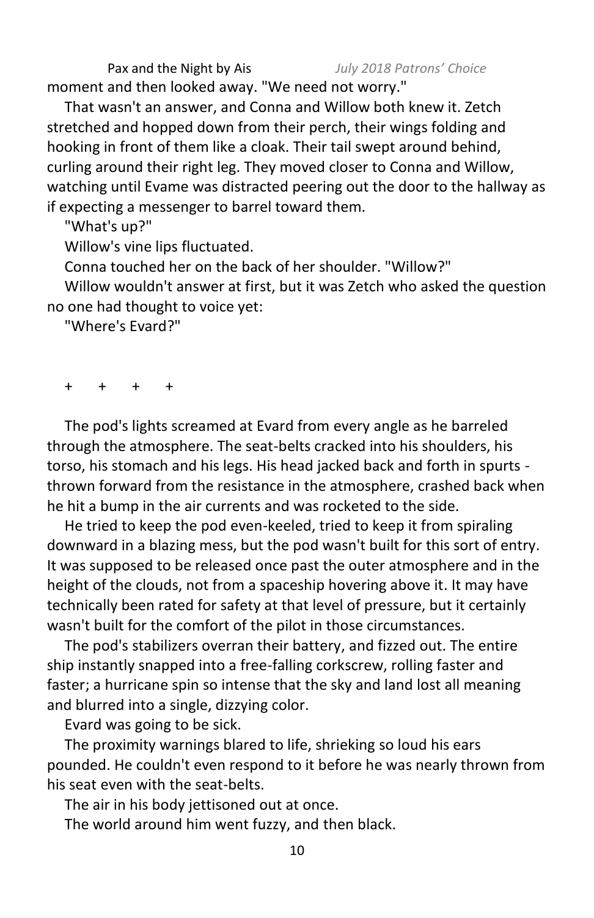moment and then looked away. "We need not worry."

That wasn't an answer, and Conna and Willow both knew it. Zetch stretched and hopped down from their perch, their wings folding and hooking in front of them like a cloak. Their tail swept around behind, curling around their right leg. They moved closer to Conna and Willow, watching until Evame was distracted peering out the door to the hallway as if expecting a messenger to barrel toward them.

"What's up?"

Willow's vine lips fluctuated.

Conna touched her on the back of her shoulder. "Willow?"

Willow wouldn't answer at first, but it was Zetch who asked the question no one had thought to voice yet:

"Where's Evard?"

\+ \+ \+ \+

The pod's lights screamed at Evard from every angle as he barreled through the atmosphere. The seat-belts cracked into his shoulders, his torso, his stomach and his legs. His head jacked back and forth in spurts - thrown forward from the resistance in the atmosphere, crashed back when he hit a bump in the air currents and was rocketed to the side.

He tried to keep the pod even-keeled, tried to keep it from spiraling downward in a blazing mess, but the pod wasn't built for this sort of entry. It was supposed to be released once past the outer atmosphere and in the height of the clouds, not from a spaceship hovering above it. It may have technically been rated for safety at that level of pressure, but it certainly wasn't built for the comfort of the pilot in those circumstances.

The pod's stabilizers overran their battery, and fizzed out. The entire ship instantly snapped into a free-falling corkscrew, rolling faster and faster; a hurricane spin so intense that the sky and land lost all meaning and blurred into a single, dizzying color.

Evard was going to be sick.

The proximity warnings blared to life, shrieking so loud his ears pounded. He couldn't even respond to it before he was nearly thrown from his seat even with the seat-belts.

The air in his body jettisoned out at once.

The world around him went fuzzy, and then black.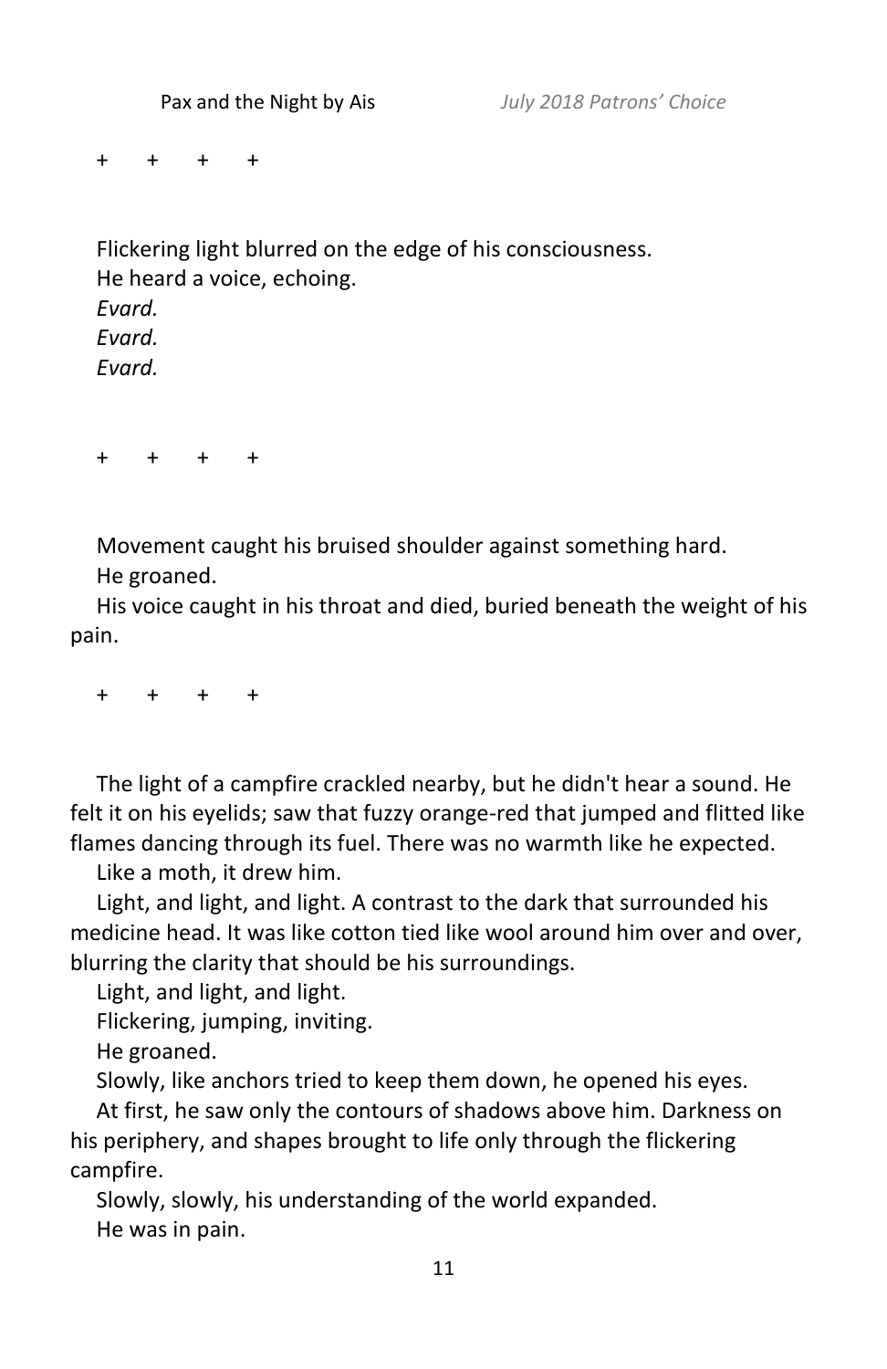+ + + +

Flickering light blurred on the edge of his consciousness.

He heard a voice, echoing.

*Evard.*

*Evard.*

*Evard.*

+ + + +

Movement caught his bruised shoulder against something hard.

He groaned.

His voice caught in his throat and died, buried beneath the weight of his pain.

+ + + +

The light of a campfire crackled nearby, but he didn't hear a sound. He felt it on his eyelids; saw that fuzzy orange-red that jumped and flitted like flames dancing through its fuel. There was no warmth like he expected.

Like a moth, it drew him.

Light, and light, and light. A contrast to the dark that surrounded his medicine head. It was like cotton tied like wool around him over and over, blurring the clarity that should be his surroundings.

Light, and light, and light.

Flickering, jumping, inviting.

He groaned.

Slowly, like anchors tried to keep them down, he opened his eyes.

At first, he saw only the contours of shadows above him. Darkness on his periphery, and shapes brought to life only through the flickering campfire.

Slowly, slowly, his understanding of the world expanded.

He was in pain.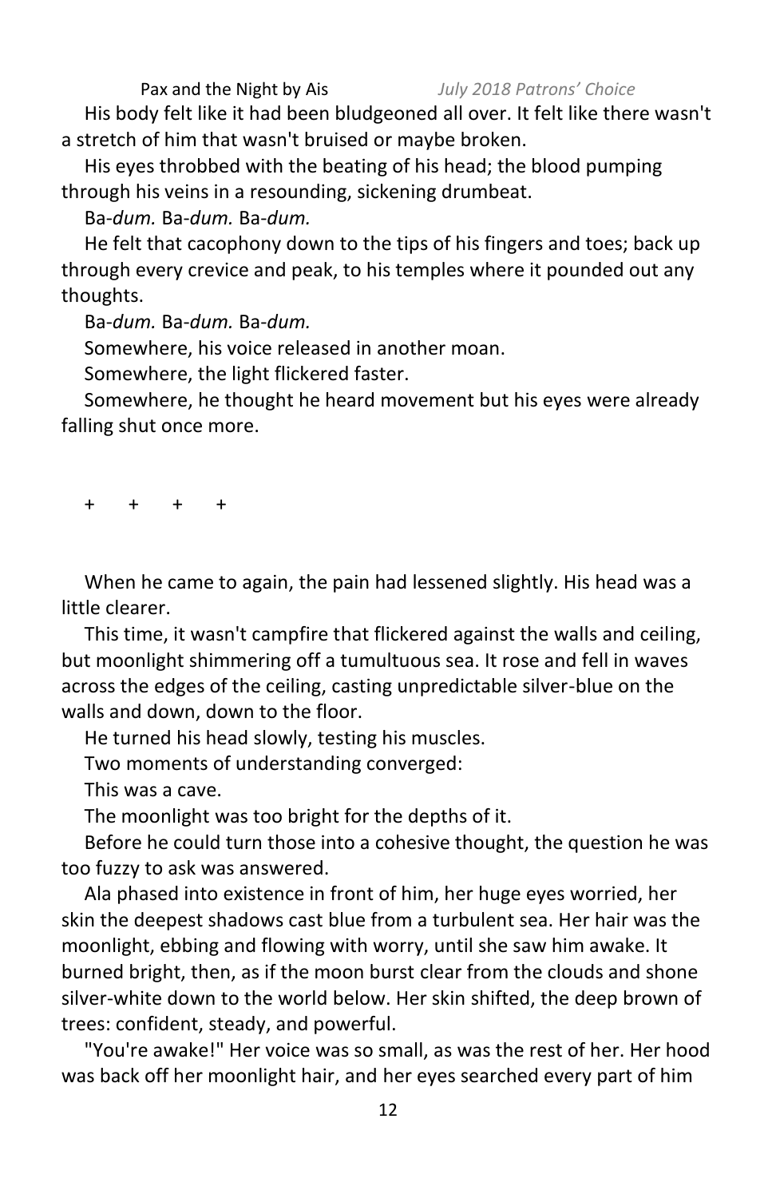His body felt like it had been bludgeoned all over. It felt like there wasn't a stretch of him that wasn't bruised or maybe broken.

His eyes throbbed with the beating of his head; the blood pumping through his veins in a resounding, sickening drumbeat.

Ba-*dum.* Ba-*dum.* Ba-*dum.*

He felt that cacophony down to the tips of his fingers and toes; back up through every crevice and peak, to his temples where it pounded out any thoughts.

Ba-*dum.* Ba-*dum.* Ba-*dum.*

Somewhere, his voice released in another moan.

Somewhere, the light flickered faster.

Somewhere, he thought he heard movement but his eyes were already falling shut once more.

\+ + + +

When he came to again, the pain had lessened slightly. His head was a little clearer.

This time, it wasn't campfire that flickered against the walls and ceiling, but moonlight shimmering off a tumultuous sea. It rose and fell in waves across the edges of the ceiling, casting unpredictable silver-blue on the walls and down, down to the floor.

He turned his head slowly, testing his muscles.

Two moments of understanding converged:

This was a cave.

The moonlight was too bright for the depths of it.

Before he could turn those into a cohesive thought, the question he was too fuzzy to ask was answered.

Ala phased into existence in front of him, her huge eyes worried, her skin the deepest shadows cast blue from a turbulent sea. Her hair was the moonlight, ebbing and flowing with worry, until she saw him awake. It burned bright, then, as if the moon burst clear from the clouds and shone silver-white down to the world below. Her skin shifted, the deep brown of trees: confident, steady, and powerful.

"You're awake!" Her voice was so small, as was the rest of her. Her hood was back off her moonlight hair, and her eyes searched every part of him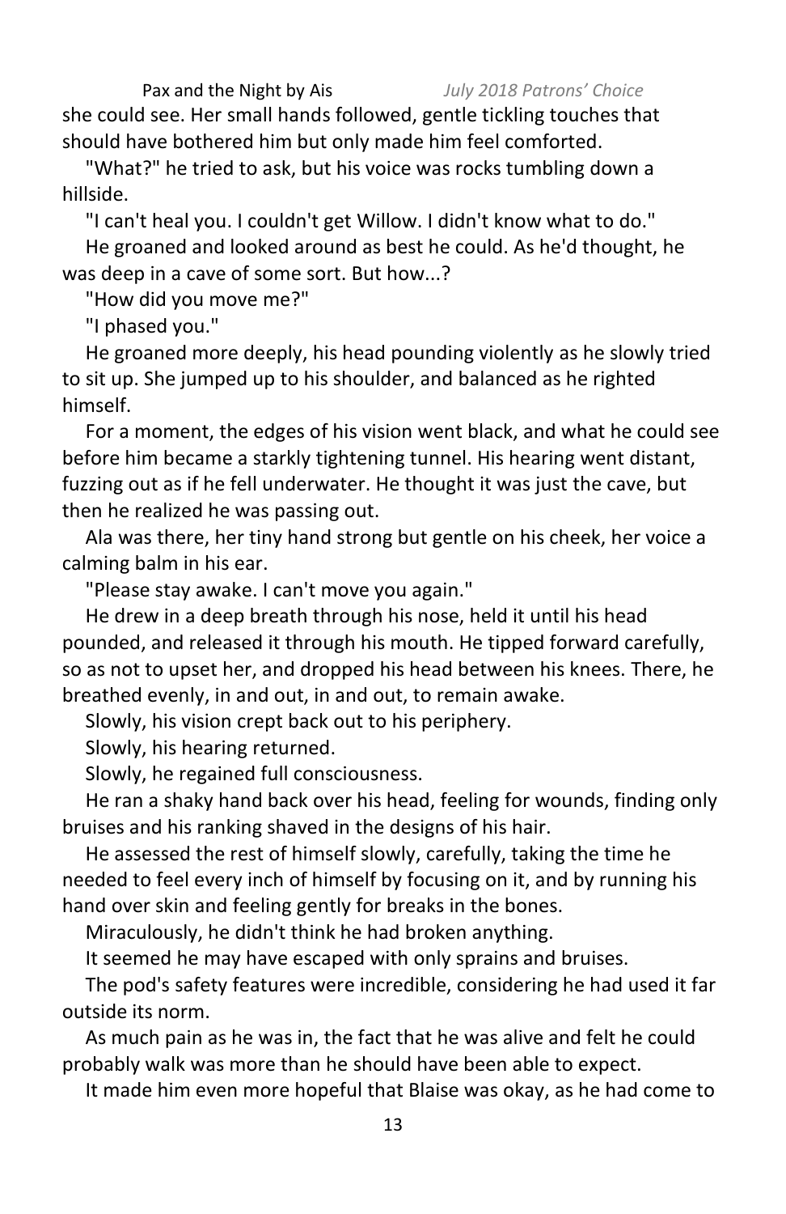she could see. Her small hands followed, gentle tickling touches that should have bothered him but only made him feel comforted.

"What?" he tried to ask, but his voice was rocks tumbling down a hillside.

"I can't heal you. I couldn't get Willow. I didn't know what to do."

He groaned and looked around as best he could. As he'd thought, he was deep in a cave of some sort. But how...?

"How did you move me?"

"I phased you."

He groaned more deeply, his head pounding violently as he slowly tried to sit up. She jumped up to his shoulder, and balanced as he righted himself.

For a moment, the edges of his vision went black, and what he could see before him became a starkly tightening tunnel. His hearing went distant, fuzzing out as if he fell underwater. He thought it was just the cave, but then he realized he was passing out.

Ala was there, her tiny hand strong but gentle on his cheek, her voice a calming balm in his ear.

"Please stay awake. I can't move you again."

He drew in a deep breath through his nose, held it until his head pounded, and released it through his mouth. He tipped forward carefully, so as not to upset her, and dropped his head between his knees. There, he breathed evenly, in and out, in and out, to remain awake.

Slowly, his vision crept back out to his periphery.

Slowly, his hearing returned.

Slowly, he regained full consciousness.

He ran a shaky hand back over his head, feeling for wounds, finding only bruises and his ranking shaved in the designs of his hair.

He assessed the rest of himself slowly, carefully, taking the time he needed to feel every inch of himself by focusing on it, and by running his hand over skin and feeling gently for breaks in the bones.

Miraculously, he didn't think he had broken anything.

It seemed he may have escaped with only sprains and bruises.

The pod's safety features were incredible, considering he had used it far outside its norm.

As much pain as he was in, the fact that he was alive and felt he could probably walk was more than he should have been able to expect.

It made him even more hopeful that Blaise was okay, as he had come to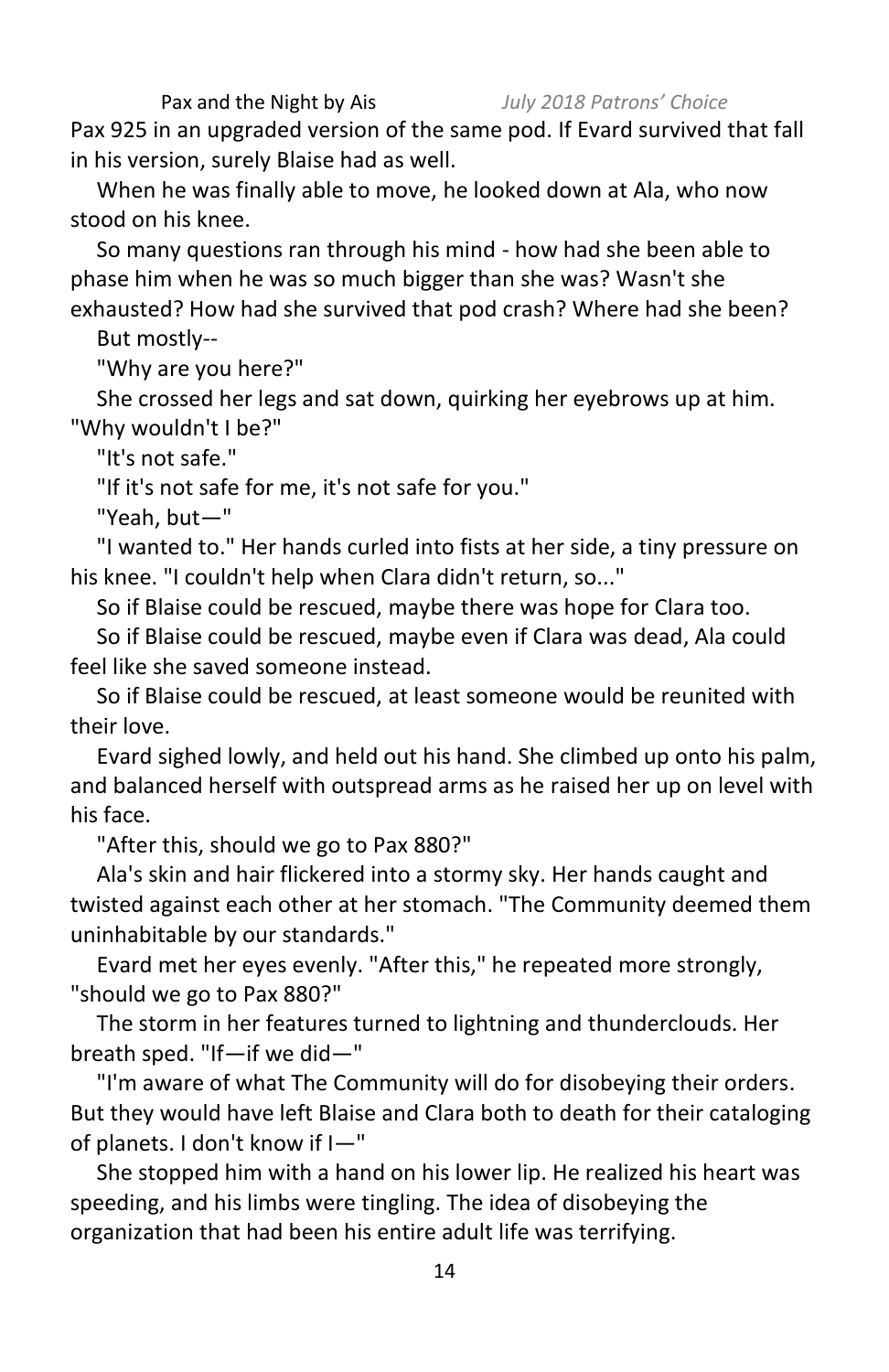Pax 925 in an upgraded version of the same pod. If Evard survived that fall in his version, surely Blaise had as well.

When he was finally able to move, he looked down at Ala, who now stood on his knee.

So many questions ran through his mind - how had she been able to phase him when he was so much bigger than she was? Wasn't she exhausted? How had she survived that pod crash? Where had she been?

But mostly--

"Why are you here?"

She crossed her legs and sat down, quirking her eyebrows up at him. "Why wouldn't I be?"

"It's not safe."

"If it's not safe for me, it's not safe for you."

"Yeah, but—"

"I wanted to." Her hands curled into fists at her side, a tiny pressure on his knee. "I couldn't help when Clara didn't return, so..."

So if Blaise could be rescued, maybe there was hope for Clara too.

So if Blaise could be rescued, maybe even if Clara was dead, Ala could feel like she saved someone instead.

So if Blaise could be rescued, at least someone would be reunited with their love.

Evard sighed lowly, and held out his hand. She climbed up onto his palm, and balanced herself with outspread arms as he raised her up on level with his face.

"After this, should we go to Pax 880?"

Ala's skin and hair flickered into a stormy sky. Her hands caught and twisted against each other at her stomach. "The Community deemed them uninhabitable by our standards."

Evard met her eyes evenly. "After this," he repeated more strongly, "should we go to Pax 880?"

The storm in her features turned to lightning and thunderclouds. Her breath sped. "If—if we did—"

"I'm aware of what The Community will do for disobeying their orders. But they would have left Blaise and Clara both to death for their cataloging of planets. I don't know if I—"

She stopped him with a hand on his lower lip. He realized his heart was speeding, and his limbs were tingling. The idea of disobeying the organization that had been his entire adult life was terrifying.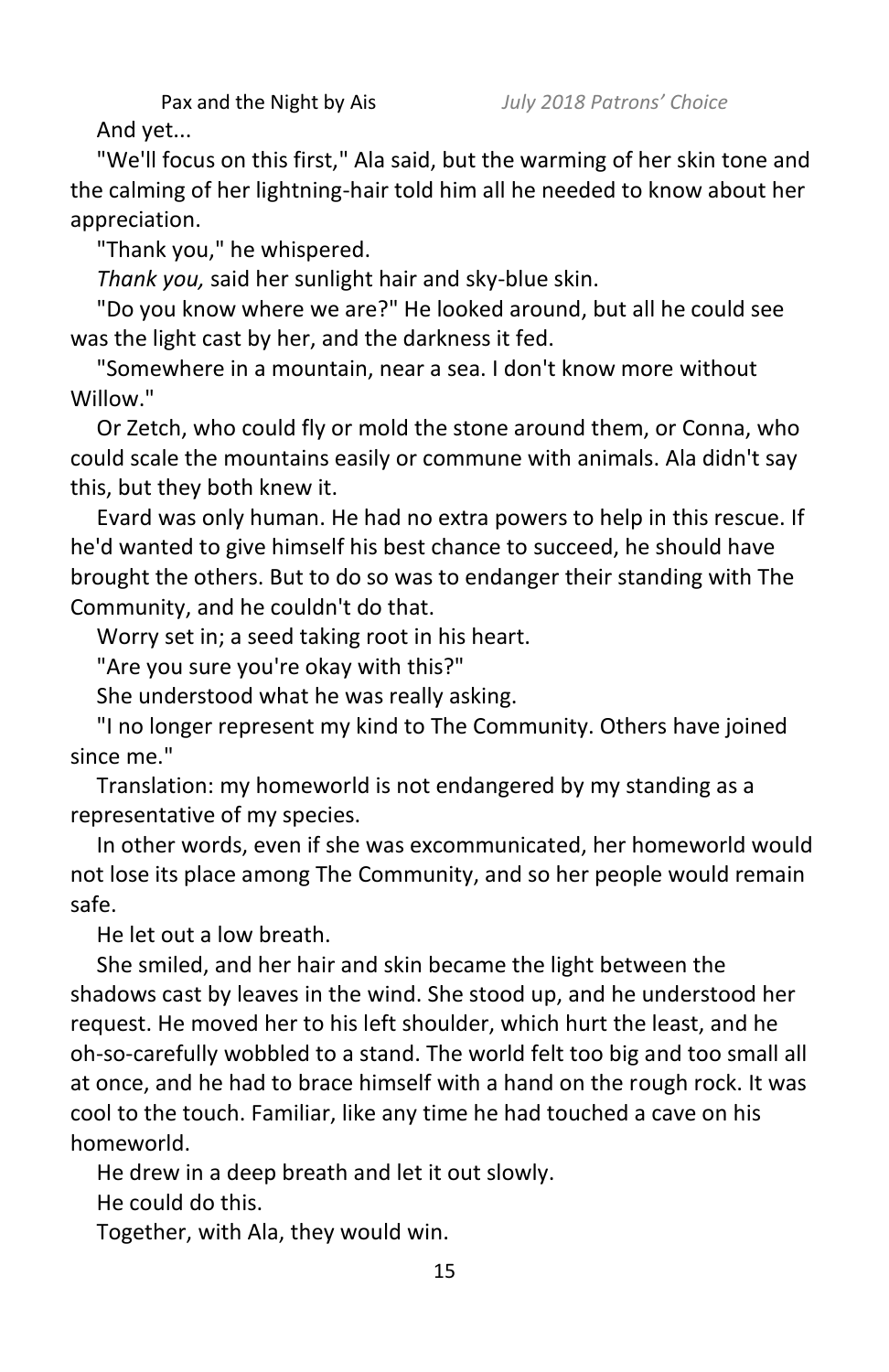And yet...

"We'll focus on this first," Ala said, but the warming of her skin tone and the calming of her lightning-hair told him all he needed to know about her appreciation.

"Thank you," he whispered.

*Thank you,* said her sunlight hair and sky-blue skin.

"Do you know where we are?" He looked around, but all he could see was the light cast by her, and the darkness it fed.

"Somewhere in a mountain, near a sea. I don't know more without Willow."

Or Zetch, who could fly or mold the stone around them, or Conna, who could scale the mountains easily or commune with animals. Ala didn't say this, but they both knew it.

Evard was only human. He had no extra powers to help in this rescue. If he'd wanted to give himself his best chance to succeed, he should have brought the others. But to do so was to endanger their standing with The Community, and he couldn't do that.

Worry set in; a seed taking root in his heart.

"Are you sure you're okay with this?"

She understood what he was really asking.

"I no longer represent my kind to The Community. Others have joined since me."

Translation: my homeworld is not endangered by my standing as a representative of my species.

In other words, even if she was excommunicated, her homeworld would not lose its place among The Community, and so her people would remain safe.

He let out a low breath.

She smiled, and her hair and skin became the light between the shadows cast by leaves in the wind. She stood up, and he understood her request. He moved her to his left shoulder, which hurt the least, and he oh-so-carefully wobbled to a stand. The world felt too big and too small all at once, and he had to brace himself with a hand on the rough rock. It was cool to the touch. Familiar, like any time he had touched a cave on his homeworld.

He drew in a deep breath and let it out slowly.

He could do this.

Together, with Ala, they would win.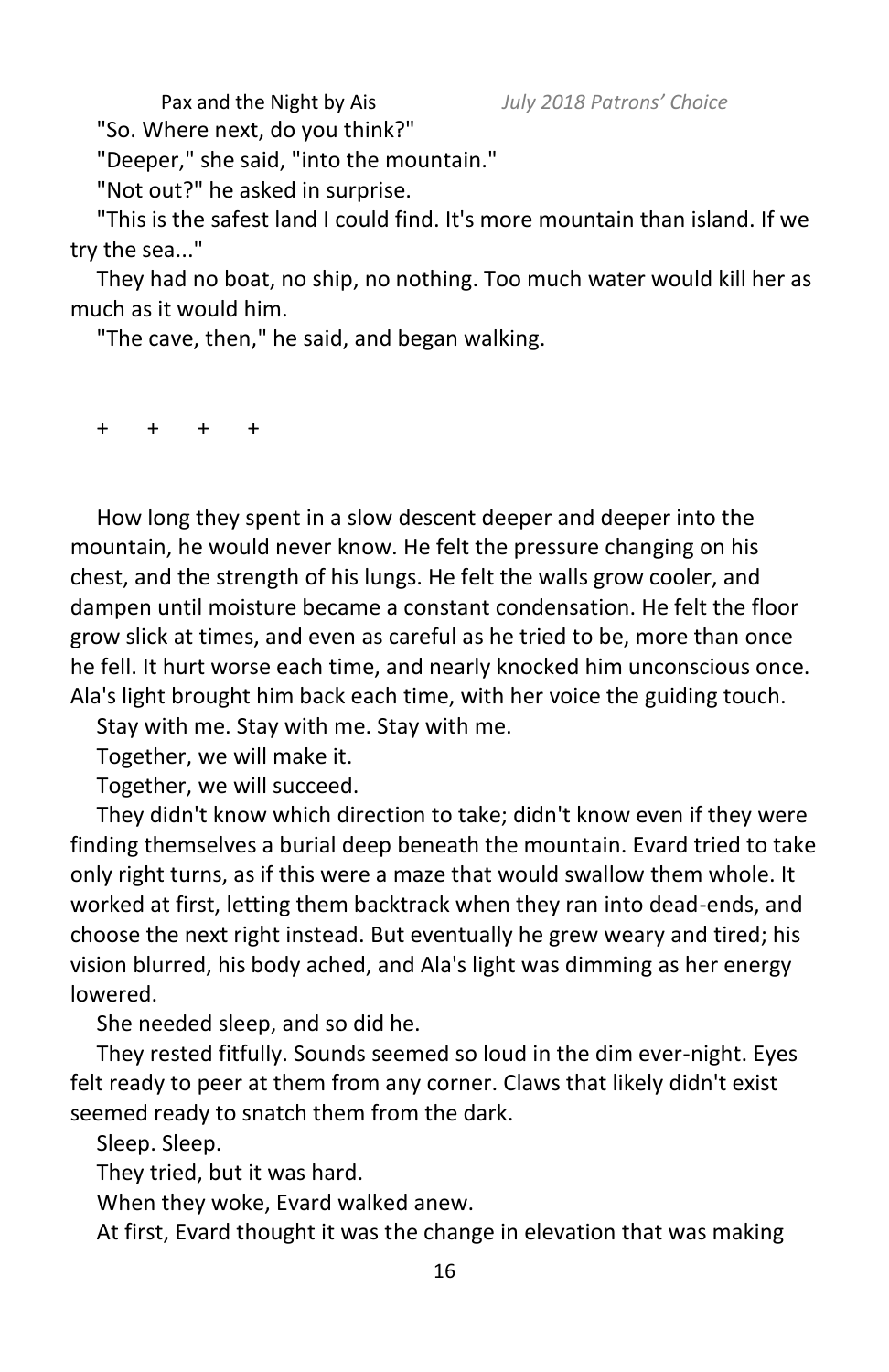"So. Where next, do you think?"

"Deeper," she said, "into the mountain."

"Not out?" he asked in surprise.

"This is the safest land I could find. It's more mountain than island. If we try the sea..."

They had no boat, no ship, no nothing. Too much water would kill her as much as it would him.

"The cave, then," he said, and began walking.

\+ + + +

How long they spent in a slow descent deeper and deeper into the mountain, he would never know. He felt the pressure changing on his chest, and the strength of his lungs. He felt the walls grow cooler, and dampen until moisture became a constant condensation. He felt the floor grow slick at times, and even as careful as he tried to be, more than once he fell. It hurt worse each time, and nearly knocked him unconscious once. Ala's light brought him back each time, with her voice the guiding touch.

Stay with me. Stay with me. Stay with me.

Together, we will make it.

Together, we will succeed.

They didn't know which direction to take; didn't know even if they were finding themselves a burial deep beneath the mountain. Evard tried to take only right turns, as if this were a maze that would swallow them whole. It worked at first, letting them backtrack when they ran into dead-ends, and choose the next right instead. But eventually he grew weary and tired; his vision blurred, his body ached, and Ala's light was dimming as her energy lowered.

She needed sleep, and so did he.

They rested fitfully. Sounds seemed so loud in the dim ever-night. Eyes felt ready to peer at them from any corner. Claws that likely didn't exist seemed ready to snatch them from the dark.

Sleep. Sleep.

They tried, but it was hard.

When they woke, Evard walked anew.

At first, Evard thought it was the change in elevation that was making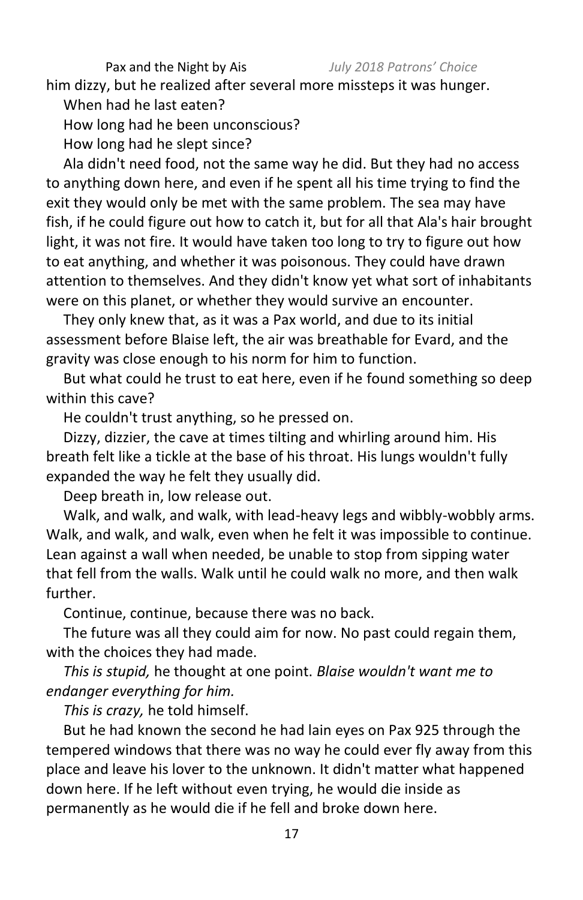him dizzy, but he realized after several more missteps it was hunger.

When had he last eaten?

How long had he been unconscious?

How long had he slept since?

Ala didn't need food, not the same way he did. But they had no access to anything down here, and even if he spent all his time trying to find the exit they would only be met with the same problem. The sea may have fish, if he could figure out how to catch it, but for all that Ala's hair brought light, it was not fire. It would have taken too long to try to figure out how to eat anything, and whether it was poisonous. They could have drawn attention to themselves. And they didn't know yet what sort of inhabitants were on this planet, or whether they would survive an encounter.

They only knew that, as it was a Pax world, and due to its initial assessment before Blaise left, the air was breathable for Evard, and the gravity was close enough to his norm for him to function.

But what could he trust to eat here, even if he found something so deep within this cave?

He couldn't trust anything, so he pressed on.

Dizzy, dizzier, the cave at times tilting and whirling around him. His breath felt like a tickle at the base of his throat. His lungs wouldn't fully expanded the way he felt they usually did.

Deep breath in, low release out.

Walk, and walk, and walk, with lead-heavy legs and wibbly-wobbly arms. Walk, and walk, and walk, even when he felt it was impossible to continue. Lean against a wall when needed, be unable to stop from sipping water that fell from the walls. Walk until he could walk no more, and then walk further.

Continue, continue, because there was no back.

The future was all they could aim for now. No past could regain them, with the choices they had made.

*This is stupid,* he thought at one point. *Blaise wouldn't want me to endanger everything for him.*

*This is crazy,* he told himself.

But he had known the second he had lain eyes on Pax 925 through the tempered windows that there was no way he could ever fly away from this place and leave his lover to the unknown. It didn't matter what happened down here. If he left without even trying, he would die inside as permanently as he would die if he fell and broke down here.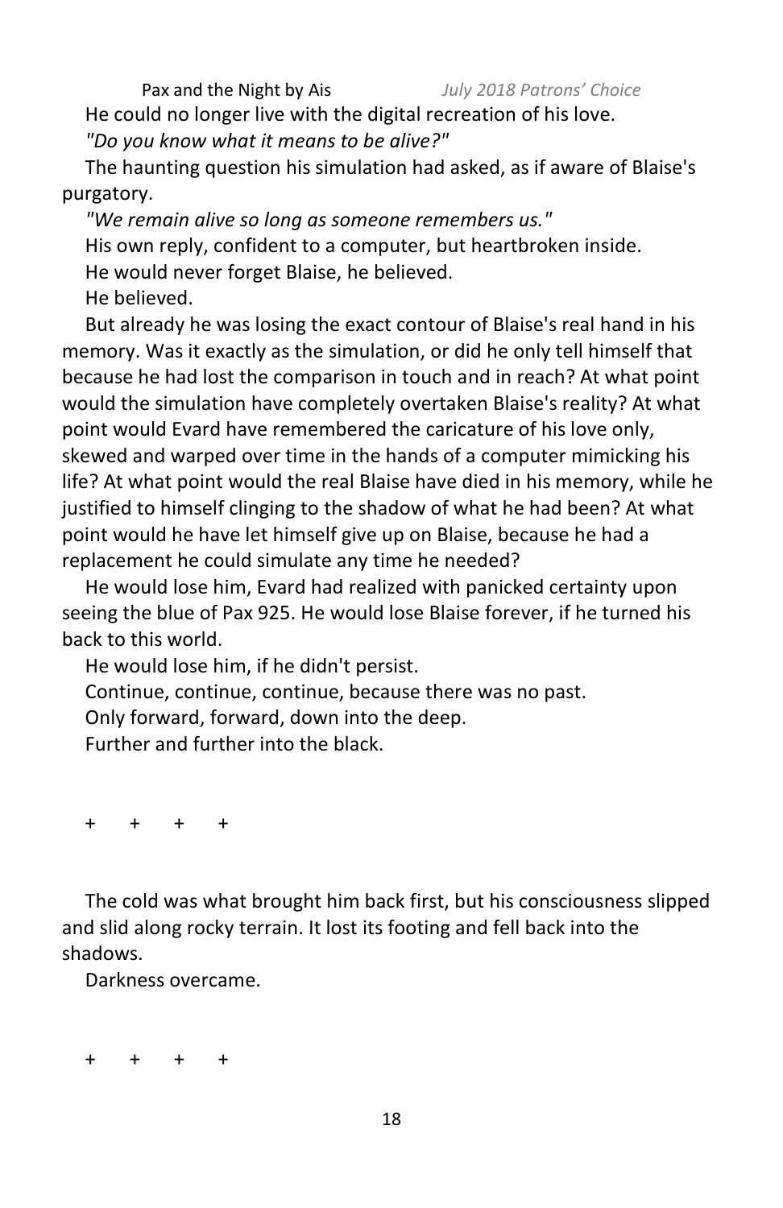He could no longer live with the digital recreation of his love.

*"Do you know what it means to be alive?"*

The haunting question his simulation had asked, as if aware of Blaise's purgatory.

*"We remain alive so long as someone remembers us."*

His own reply, confident to a computer, but heartbroken inside.

He would never forget Blaise, he believed.

He believed.

But already he was losing the exact contour of Blaise's real hand in his memory. Was it exactly as the simulation, or did he only tell himself that because he had lost the comparison in touch and in reach? At what point would the simulation have completely overtaken Blaise's reality? At what point would Evard have remembered the caricature of his love only, skewed and warped over time in the hands of a computer mimicking his life? At what point would the real Blaise have died in his memory, while he justified to himself clinging to the shadow of what he had been? At what point would he have let himself give up on Blaise, because he had a replacement he could simulate any time he needed?

He would lose him, Evard had realized with panicked certainty upon seeing the blue of Pax 925. He would lose Blaise forever, if he turned his back to this world.

He would lose him, if he didn't persist.

Continue, continue, continue, because there was no past.

Only forward, forward, down into the deep.

Further and further into the black.

\+ + + +

The cold was what brought him back first, but his consciousness slipped and slid along rocky terrain. It lost its footing and fell back into the shadows.

Darkness overcame.

\+ + + +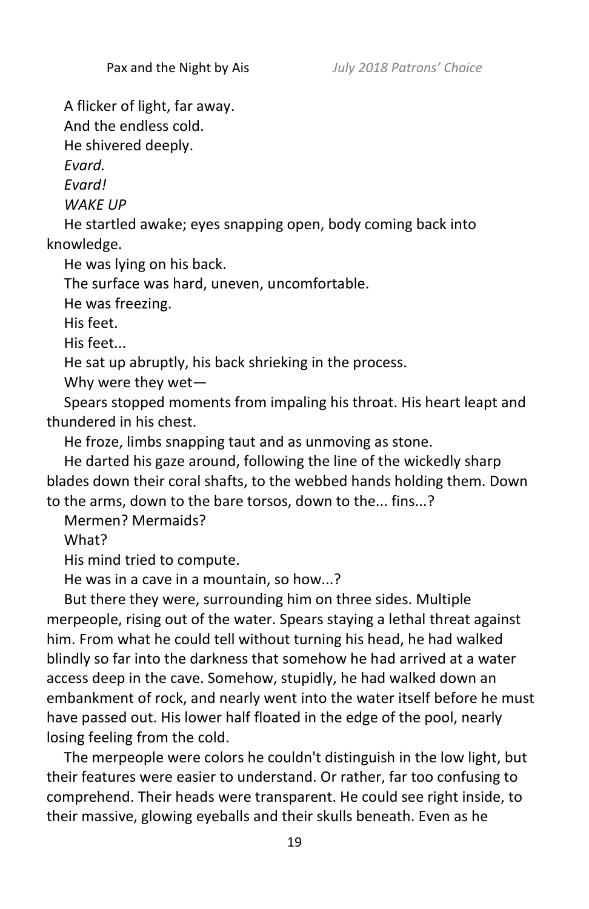A flicker of light, far away.

And the endless cold.

He shivered deeply.

*Evard.*

*Evard!*

*WAKE UP*

He startled awake; eyes snapping open, body coming back into knowledge.

He was lying on his back.

The surface was hard, uneven, uncomfortable.

He was freezing.

His feet.

His feet...

He sat up abruptly, his back shrieking in the process.

Why were they wet—

Spears stopped moments from impaling his throat. His heart leapt and thundered in his chest.

He froze, limbs snapping taut and as unmoving as stone.

He darted his gaze around, following the line of the wickedly sharp blades down their coral shafts, to the webbed hands holding them. Down to the arms, down to the bare torsos, down to the... fins...?

Mermen? Mermaids?

What?

His mind tried to compute.

He was in a cave in a mountain, so how...?

But there they were, surrounding him on three sides. Multiple merpeople, rising out of the water. Spears staying a lethal threat against him. From what he could tell without turning his head, he had walked blindly so far into the darkness that somehow he had arrived at a water access deep in the cave. Somehow, stupidly, he had walked down an embankment of rock, and nearly went into the water itself before he must have passed out. His lower half floated in the edge of the pool, nearly losing feeling from the cold.

The merpeople were colors he couldn't distinguish in the low light, but their features were easier to understand. Or rather, far too confusing to comprehend. Their heads were transparent. He could see right inside, to their massive, glowing eyeballs and their skulls beneath. Even as he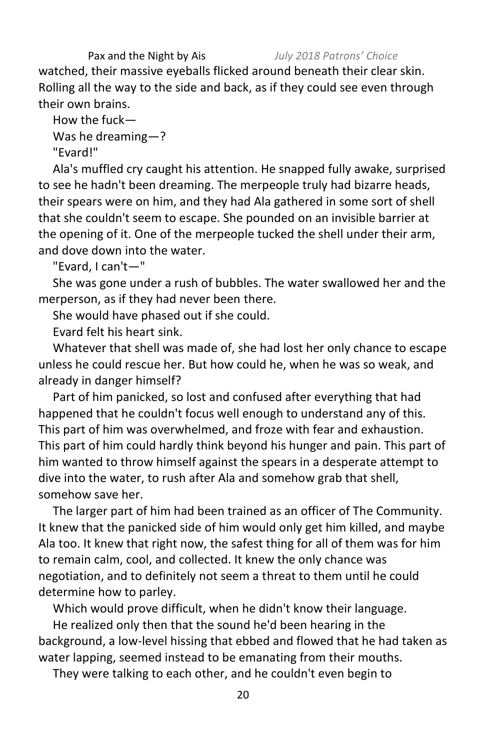watched, their massive eyeballs flicked around beneath their clear skin. Rolling all the way to the side and back, as if they could see even through their own brains.

How the fuck—

Was he dreaming—?

"Evard!"

Ala's muffled cry caught his attention. He snapped fully awake, surprised to see he hadn't been dreaming. The merpeople truly had bizarre heads, their spears were on him, and they had Ala gathered in some sort of shell that she couldn't seem to escape. She pounded on an invisible barrier at the opening of it. One of the merpeople tucked the shell under their arm, and dove down into the water.

"Evard, I can't—"

She was gone under a rush of bubbles. The water swallowed her and the merperson, as if they had never been there.

She would have phased out if she could.

Evard felt his heart sink.

Whatever that shell was made of, she had lost her only chance to escape unless he could rescue her. But how could he, when he was so weak, and already in danger himself?

Part of him panicked, so lost and confused after everything that had happened that he couldn't focus well enough to understand any of this. This part of him was overwhelmed, and froze with fear and exhaustion. This part of him could hardly think beyond his hunger and pain. This part of him wanted to throw himself against the spears in a desperate attempt to dive into the water, to rush after Ala and somehow grab that shell, somehow save her.

The larger part of him had been trained as an officer of The Community. It knew that the panicked side of him would only get him killed, and maybe Ala too. It knew that right now, the safest thing for all of them was for him to remain calm, cool, and collected. It knew the only chance was negotiation, and to definitely not seem a threat to them until he could determine how to parley.

Which would prove difficult, when he didn't know their language.

He realized only then that the sound he'd been hearing in the background, a low-level hissing that ebbed and flowed that he had taken as water lapping, seemed instead to be emanating from their mouths.

They were talking to each other, and he couldn't even begin to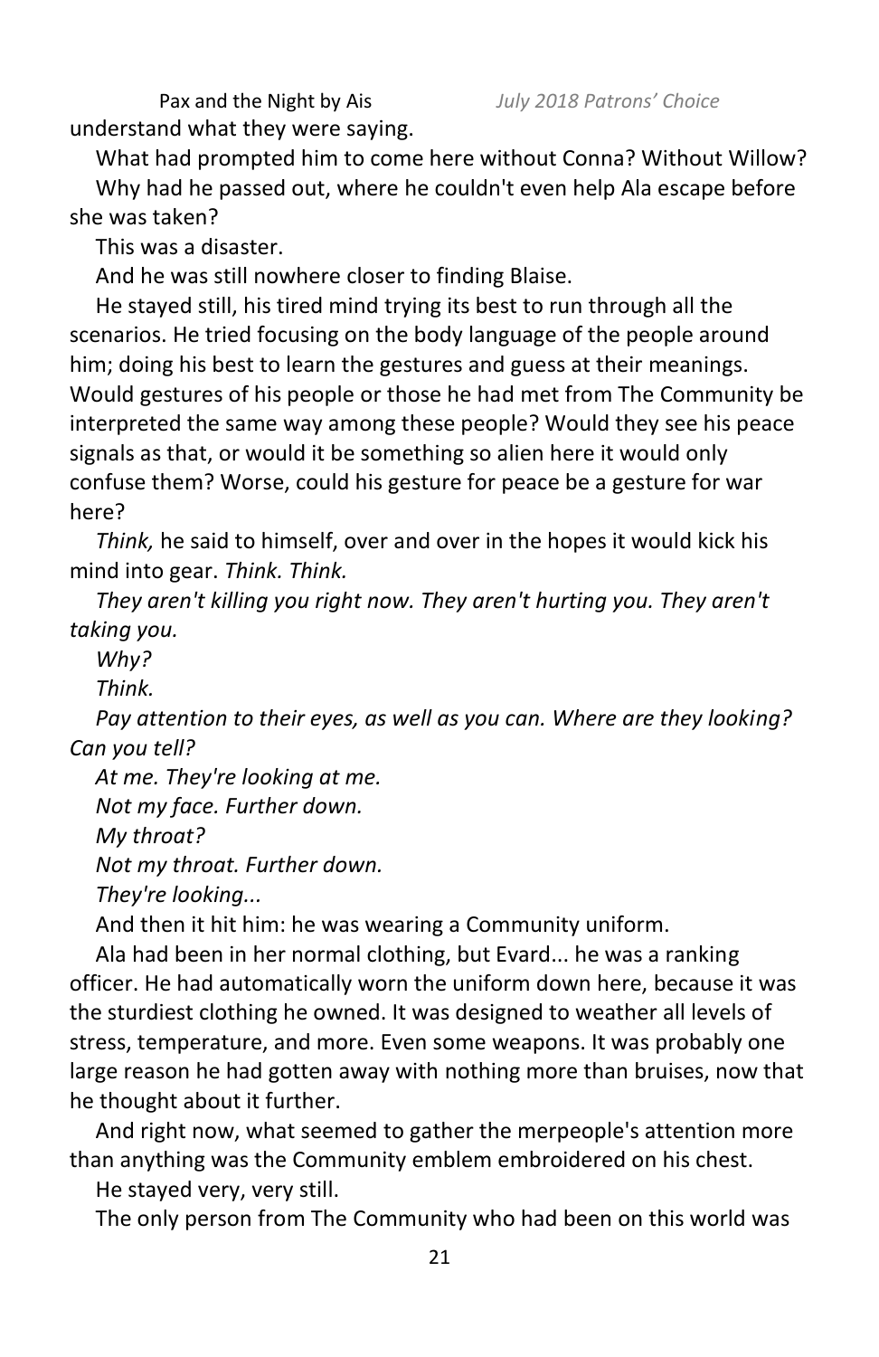understand what they were saying.

What had prompted him to come here without Conna? Without Willow?

Why had he passed out, where he couldn't even help Ala escape before she was taken?

This was a disaster.

And he was still nowhere closer to finding Blaise.

He stayed still, his tired mind trying its best to run through all the scenarios. He tried focusing on the body language of the people around him; doing his best to learn the gestures and guess at their meanings. Would gestures of his people or those he had met from The Community be interpreted the same way among these people? Would they see his peace signals as that, or would it be something so alien here it would only confuse them? Worse, could his gesture for peace be a gesture for war here?

*Think,* he said to himself, over and over in the hopes it would kick his mind into gear. *Think. Think.*

*They aren't killing you right now. They aren't hurting you. They aren't taking you.*

*Why?*

*Think.*

*Pay attention to their eyes, as well as you can. Where are they looking? Can you tell?*

*At me. They're looking at me.*

*Not my face. Further down.*

*My throat?*

*Not my throat. Further down.*

*They're looking...*

And then it hit him: he was wearing a Community uniform.

Ala had been in her normal clothing, but Evard... he was a ranking officer. He had automatically worn the uniform down here, because it was the sturdiest clothing he owned. It was designed to weather all levels of stress, temperature, and more. Even some weapons. It was probably one large reason he had gotten away with nothing more than bruises, now that he thought about it further.

And right now, what seemed to gather the merpeople's attention more than anything was the Community emblem embroidered on his chest.

He stayed very, very still.

The only person from The Community who had been on this world was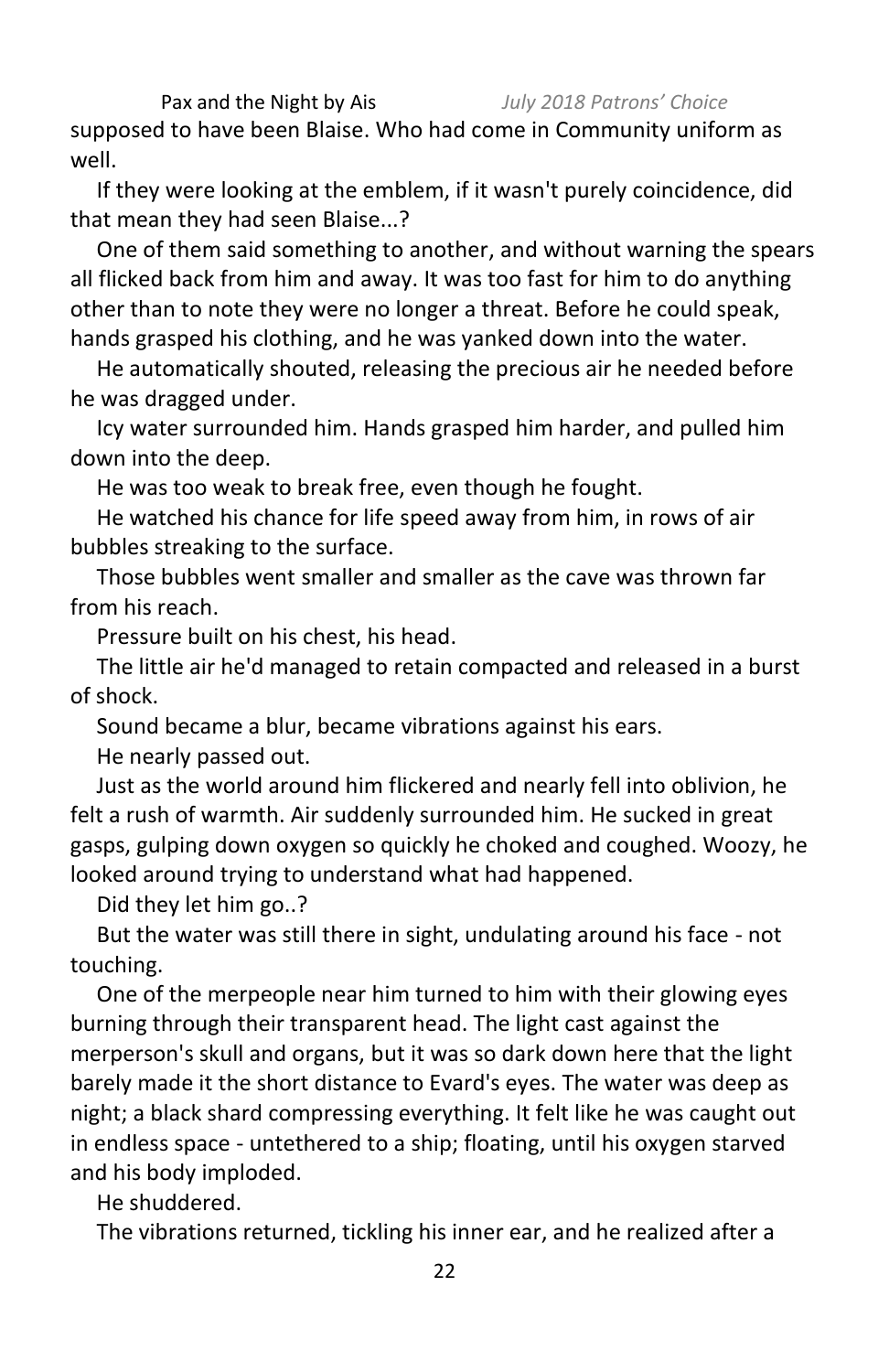supposed to have been Blaise. Who had come in Community uniform as well.

If they were looking at the emblem, if it wasn't purely coincidence, did that mean they had seen Blaise...?

One of them said something to another, and without warning the spears all flicked back from him and away. It was too fast for him to do anything other than to note they were no longer a threat. Before he could speak, hands grasped his clothing, and he was yanked down into the water.

He automatically shouted, releasing the precious air he needed before he was dragged under.

Icy water surrounded him. Hands grasped him harder, and pulled him down into the deep.

He was too weak to break free, even though he fought.

He watched his chance for life speed away from him, in rows of air bubbles streaking to the surface.

Those bubbles went smaller and smaller as the cave was thrown far from his reach.

Pressure built on his chest, his head.

The little air he'd managed to retain compacted and released in a burst of shock.

Sound became a blur, became vibrations against his ears.

He nearly passed out.

Just as the world around him flickered and nearly fell into oblivion, he felt a rush of warmth. Air suddenly surrounded him. He sucked in great gasps, gulping down oxygen so quickly he choked and coughed. Woozy, he looked around trying to understand what had happened.

Did they let him go..?

But the water was still there in sight, undulating around his face - not touching.

One of the merpeople near him turned to him with their glowing eyes burning through their transparent head. The light cast against the merperson's skull and organs, but it was so dark down here that the light barely made it the short distance to Evard's eyes. The water was deep as night; a black shard compressing everything. It felt like he was caught out in endless space - untethered to a ship; floating, until his oxygen starved and his body imploded.

He shuddered.

The vibrations returned, tickling his inner ear, and he realized after a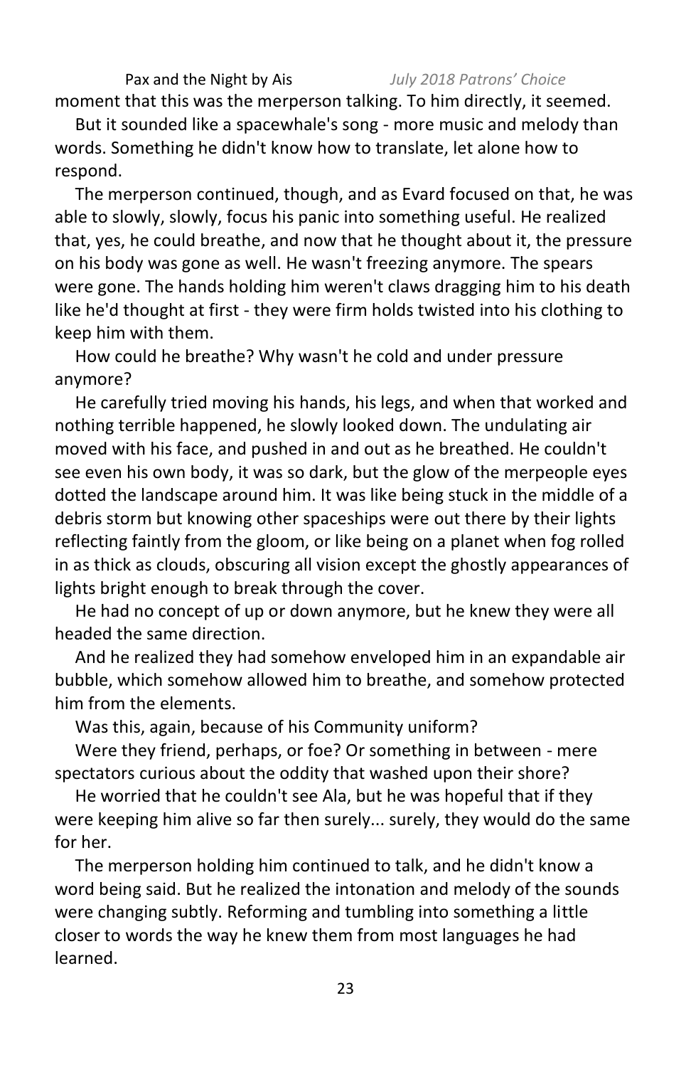moment that this was the merperson talking. To him directly, it seemed.

But it sounded like a spacewhale's song - more music and melody than words. Something he didn't know how to translate, let alone how to respond.

The merperson continued, though, and as Evard focused on that, he was able to slowly, slowly, focus his panic into something useful. He realized that, yes, he could breathe, and now that he thought about it, the pressure on his body was gone as well. He wasn't freezing anymore. The spears were gone. The hands holding him weren't claws dragging him to his death like he'd thought at first - they were firm holds twisted into his clothing to keep him with them.

How could he breathe? Why wasn't he cold and under pressure anymore?

He carefully tried moving his hands, his legs, and when that worked and nothing terrible happened, he slowly looked down. The undulating air moved with his face, and pushed in and out as he breathed. He couldn't see even his own body, it was so dark, but the glow of the merpeople eyes dotted the landscape around him. It was like being stuck in the middle of a debris storm but knowing other spaceships were out there by their lights reflecting faintly from the gloom, or like being on a planet when fog rolled in as thick as clouds, obscuring all vision except the ghostly appearances of lights bright enough to break through the cover.

He had no concept of up or down anymore, but he knew they were all headed the same direction.

And he realized they had somehow enveloped him in an expandable air bubble, which somehow allowed him to breathe, and somehow protected him from the elements.

Was this, again, because of his Community uniform?

Were they friend, perhaps, or foe? Or something in between - mere spectators curious about the oddity that washed upon their shore?

He worried that he couldn't see Ala, but he was hopeful that if they were keeping him alive so far then surely... surely, they would do the same for her.

The merperson holding him continued to talk, and he didn't know a word being said. But he realized the intonation and melody of the sounds were changing subtly. Reforming and tumbling into something a little closer to words the way he knew them from most languages he had learned.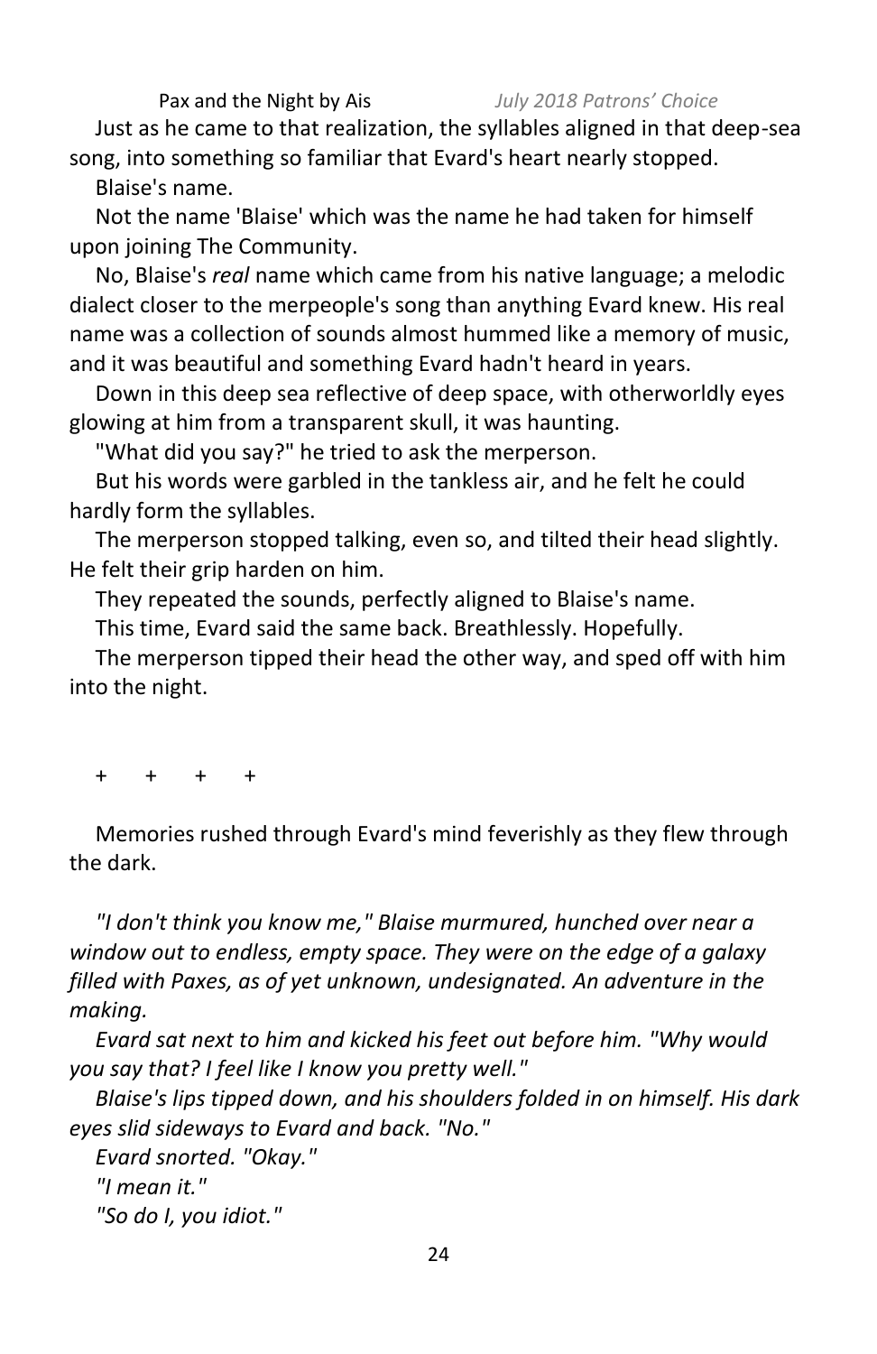Just as he came to that realization, the syllables aligned in that deep-sea song, into something so familiar that Evard's heart nearly stopped.

Blaise's name.

Not the name 'Blaise' which was the name he had taken for himself upon joining The Community.

No, Blaise's *real* name which came from his native language; a melodic dialect closer to the merpeople's song than anything Evard knew. His real name was a collection of sounds almost hummed like a memory of music, and it was beautiful and something Evard hadn't heard in years.

Down in this deep sea reflective of deep space, with otherworldly eyes glowing at him from a transparent skull, it was haunting.

"What did you say?" he tried to ask the merperson.

But his words were garbled in the tankless air, and he felt he could hardly form the syllables.

The merperson stopped talking, even so, and tilted their head slightly. He felt their grip harden on him.

They repeated the sounds, perfectly aligned to Blaise's name.

This time, Evard said the same back. Breathlessly. Hopefully.

The merperson tipped their head the other way, and sped off with him into the night.

\+ \+ \+ \+

Memories rushed through Evard's mind feverishly as they flew through the dark.

*"I don't think you know me," Blaise murmured, hunched over near a window out to endless, empty space. They were on the edge of a galaxy filled with Paxes, as of yet unknown, undesignated. An adventure in the making.*

*Evard sat next to him and kicked his feet out before him. "Why would you say that? I feel like I know you pretty well."*

*Blaise's lips tipped down, and his shoulders folded in on himself. His dark eyes slid sideways to Evard and back. "No."*

*Evard snorted. "Okay."*

*"I mean it."*

*"So do I, you idiot."*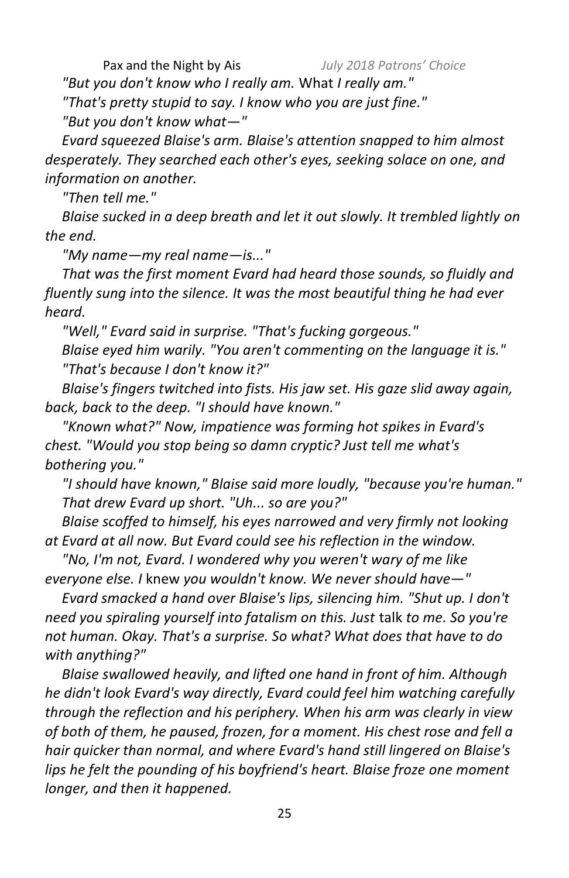*"But you don't know who I really am.* What *I really am."*

*"That's pretty stupid to say. I know who you are just fine."*

*"But you don't know what—"*

*Evard squeezed Blaise's arm. Blaise's attention snapped to him almost desperately. They searched each other's eyes, seeking solace on one, and information on another.*

*"Then tell me."*

*Blaise sucked in a deep breath and let it out slowly. It trembled lightly on the end.*

*"My name—my real name—is..."*

*That was the first moment Evard had heard those sounds, so fluidly and fluently sung into the silence. It was the most beautiful thing he had ever heard.*

*"Well," Evard said in surprise. "That's fucking gorgeous."*

*Blaise eyed him warily. "You aren't commenting on the language it is."*

*"That's because I don't know it?"*

*Blaise's fingers twitched into fists. His jaw set. His gaze slid away again, back, back to the deep. "I should have known."*

*"Known what?" Now, impatience was forming hot spikes in Evard's chest. "Would you stop being so damn cryptic? Just tell me what's bothering you."*

*"I should have known," Blaise said more loudly, "because you're human."*

*That drew Evard up short. "Uh... so are you?"*

*Blaise scoffed to himself, his eyes narrowed and very firmly not looking at Evard at all now. But Evard could see his reflection in the window.*

*"No, I'm not, Evard. I wondered why you weren't wary of me like everyone else. I* knew *you wouldn't know. We never should have—"*

*Evard smacked a hand over Blaise's lips, silencing him. "Shut up. I don't need you spiraling yourself into fatalism on this. Just* talk *to me. So you're not human. Okay. That's a surprise. So what? What does that have to do with anything?"*

*Blaise swallowed heavily, and lifted one hand in front of him. Although he didn't look Evard's way directly, Evard could feel him watching carefully through the reflection and his periphery. When his arm was clearly in view of both of them, he paused, frozen, for a moment. His chest rose and fell a hair quicker than normal, and where Evard's hand still lingered on Blaise's lips he felt the pounding of his boyfriend's heart. Blaise froze one moment longer, and then it happened.*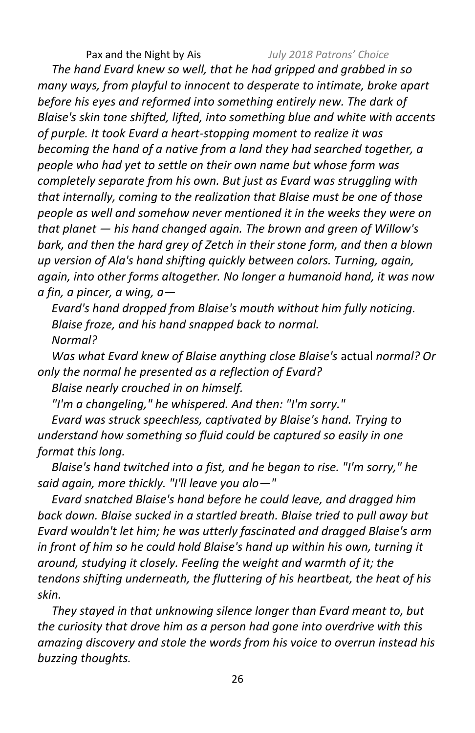*The hand Evard knew so well, that he had gripped and grabbed in so many ways, from playful to innocent to desperate to intimate, broke apart before his eyes and reformed into something entirely new. The dark of Blaise's skin tone shifted, lifted, into something blue and white with accents of purple. It took Evard a heart-stopping moment to realize it was becoming the hand of a native from a land they had searched together, a people who had yet to settle on their own name but whose form was completely separate from his own. But just as Evard was struggling with that internally, coming to the realization that Blaise must be one of those people as well and somehow never mentioned it in the weeks they were on that planet — his hand changed again. The brown and green of Willow's bark, and then the hard grey of Zetch in their stone form, and then a blown up version of Ala's hand shifting quickly between colors. Turning, again, again, into other forms altogether. No longer a humanoid hand, it was now a fin, a pincer, a wing, a—*

*Evard's hand dropped from Blaise's mouth without him fully noticing.*

*Blaise froze, and his hand snapped back to normal.*

*Normal?*

*Was what Evard knew of Blaise anything close Blaise's* actual *normal? Or only the normal he presented as a reflection of Evard?*

*Blaise nearly crouched in on himself.*

*"I'm a changeling," he whispered. And then: "I'm sorry."*

*Evard was struck speechless, captivated by Blaise's hand. Trying to understand how something so fluid could be captured so easily in one format this long.*

*Blaise's hand twitched into a fist, and he began to rise. "I'm sorry," he said again, more thickly. "I'll leave you alo—"*

*Evard snatched Blaise's hand before he could leave, and dragged him back down. Blaise sucked in a startled breath. Blaise tried to pull away but Evard wouldn't let him; he was utterly fascinated and dragged Blaise's arm in front of him so he could hold Blaise's hand up within his own, turning it around, studying it closely. Feeling the weight and warmth of it; the tendons shifting underneath, the fluttering of his heartbeat, the heat of his skin.*

*They stayed in that unknowing silence longer than Evard meant to, but the curiosity that drove him as a person had gone into overdrive with this amazing discovery and stole the words from his voice to overrun instead his buzzing thoughts.*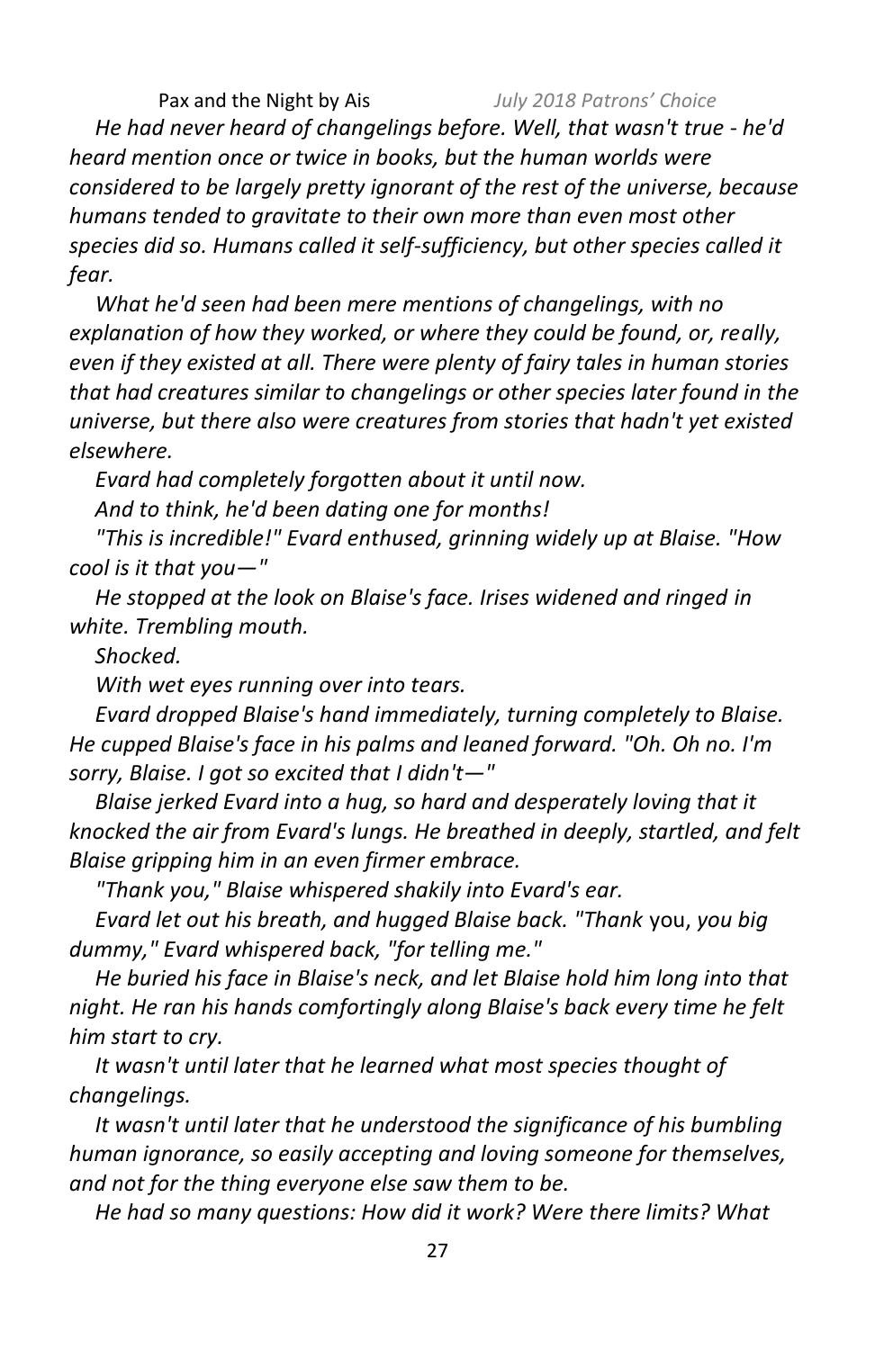*He had never heard of changelings before. Well, that wasn't true - he'd heard mention once or twice in books, but the human worlds were considered to be largely pretty ignorant of the rest of the universe, because humans tended to gravitate to their own more than even most other species did so. Humans called it self-sufficiency, but other species called it fear.*

*What he'd seen had been mere mentions of changelings, with no explanation of how they worked, or where they could be found, or, really, even if they existed at all. There were plenty of fairy tales in human stories that had creatures similar to changelings or other species later found in the universe, but there also were creatures from stories that hadn't yet existed elsewhere.*

*Evard had completely forgotten about it until now.*

*And to think, he'd been dating one for months!*

*"This is incredible!" Evard enthused, grinning widely up at Blaise. "How cool is it that you—"*

*He stopped at the look on Blaise's face. Irises widened and ringed in white. Trembling mouth.*

*Shocked.*

*With wet eyes running over into tears.*

*Evard dropped Blaise's hand immediately, turning completely to Blaise. He cupped Blaise's face in his palms and leaned forward. "Oh. Oh no. I'm sorry, Blaise. I got so excited that I didn't—"*

*Blaise jerked Evard into a hug, so hard and desperately loving that it knocked the air from Evard's lungs. He breathed in deeply, startled, and felt Blaise gripping him in an even firmer embrace.*

*"Thank you," Blaise whispered shakily into Evard's ear.*

*Evard let out his breath, and hugged Blaise back. "Thank* you, *you big dummy," Evard whispered back, "for telling me."*

*He buried his face in Blaise's neck, and let Blaise hold him long into that night. He ran his hands comfortingly along Blaise's back every time he felt him start to cry.*

*It wasn't until later that he learned what most species thought of changelings.*

*It wasn't until later that he understood the significance of his bumbling human ignorance, so easily accepting and loving someone for themselves, and not for the thing everyone else saw them to be.*

*He had so many questions: How did it work? Were there limits? What*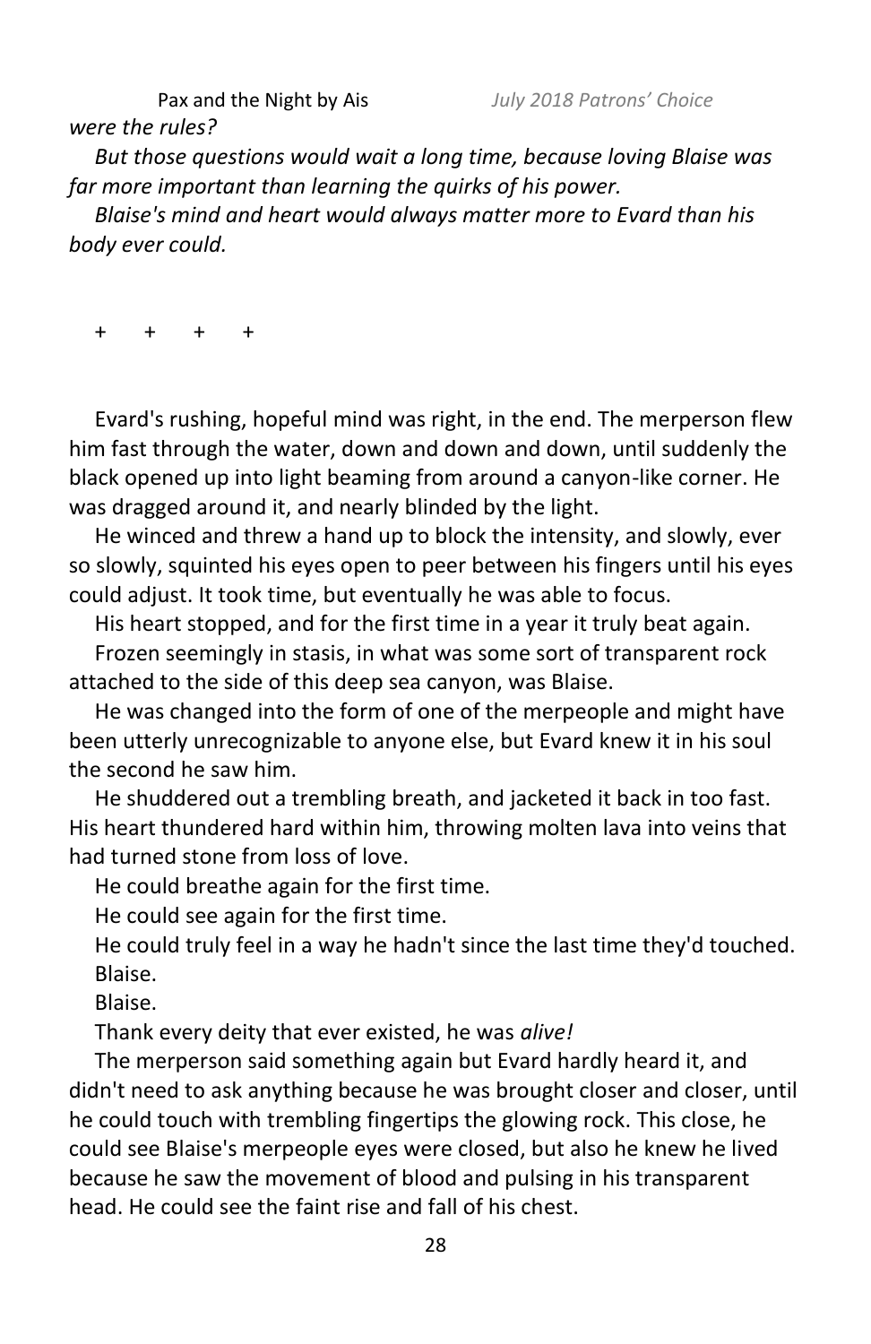*were the rules?*

*But those questions would wait a long time, because loving Blaise was far more important than learning the quirks of his power.*

*Blaise's mind and heart would always matter more to Evard than his body ever could.*

\+ + + +

Evard's rushing, hopeful mind was right, in the end. The merperson flew him fast through the water, down and down and down, until suddenly the black opened up into light beaming from around a canyon-like corner. He was dragged around it, and nearly blinded by the light.

He winced and threw a hand up to block the intensity, and slowly, ever so slowly, squinted his eyes open to peer between his fingers until his eyes could adjust. It took time, but eventually he was able to focus.

His heart stopped, and for the first time in a year it truly beat again.

Frozen seemingly in stasis, in what was some sort of transparent rock attached to the side of this deep sea canyon, was Blaise.

He was changed into the form of one of the merpeople and might have been utterly unrecognizable to anyone else, but Evard knew it in his soul the second he saw him.

He shuddered out a trembling breath, and jacketed it back in too fast. His heart thundered hard within him, throwing molten lava into veins that had turned stone from loss of love.

He could breathe again for the first time.

He could see again for the first time.

He could truly feel in a way he hadn't since the last time they'd touched.

Blaise.

Blaise.

Thank every deity that ever existed, he was *alive!*

The merperson said something again but Evard hardly heard it, and didn't need to ask anything because he was brought closer and closer, until he could touch with trembling fingertips the glowing rock. This close, he could see Blaise's merpeople eyes were closed, but also he knew he lived because he saw the movement of blood and pulsing in his transparent head. He could see the faint rise and fall of his chest.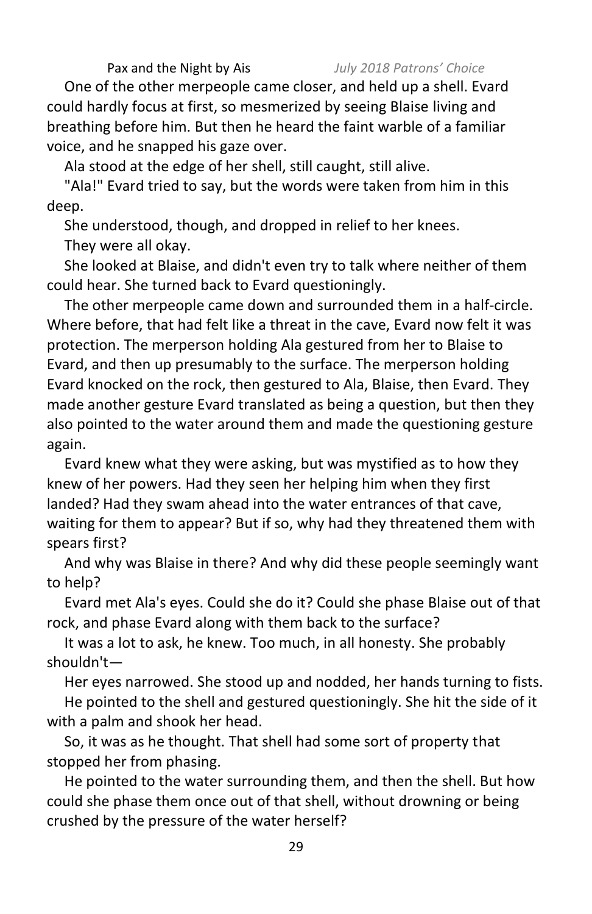One of the other merpeople came closer, and held up a shell. Evard could hardly focus at first, so mesmerized by seeing Blaise living and breathing before him. But then he heard the faint warble of a familiar voice, and he snapped his gaze over.

Ala stood at the edge of her shell, still caught, still alive.

"Ala!" Evard tried to say, but the words were taken from him in this deep.

She understood, though, and dropped in relief to her knees.

They were all okay.

She looked at Blaise, and didn't even try to talk where neither of them could hear. She turned back to Evard questioningly.

The other merpeople came down and surrounded them in a half-circle. Where before, that had felt like a threat in the cave, Evard now felt it was protection. The merperson holding Ala gestured from her to Blaise to Evard, and then up presumably to the surface. The merperson holding Evard knocked on the rock, then gestured to Ala, Blaise, then Evard. They made another gesture Evard translated as being a question, but then they also pointed to the water around them and made the questioning gesture again.

Evard knew what they were asking, but was mystified as to how they knew of her powers. Had they seen her helping him when they first landed? Had they swam ahead into the water entrances of that cave, waiting for them to appear? But if so, why had they threatened them with spears first?

And why was Blaise in there? And why did these people seemingly want to help?

Evard met Ala's eyes. Could she do it? Could she phase Blaise out of that rock, and phase Evard along with them back to the surface?

It was a lot to ask, he knew. Too much, in all honesty. She probably shouldn't—

Her eyes narrowed. She stood up and nodded, her hands turning to fists.

He pointed to the shell and gestured questioningly. She hit the side of it with a palm and shook her head.

So, it was as he thought. That shell had some sort of property that stopped her from phasing.

He pointed to the water surrounding them, and then the shell. But how could she phase them once out of that shell, without drowning or being crushed by the pressure of the water herself?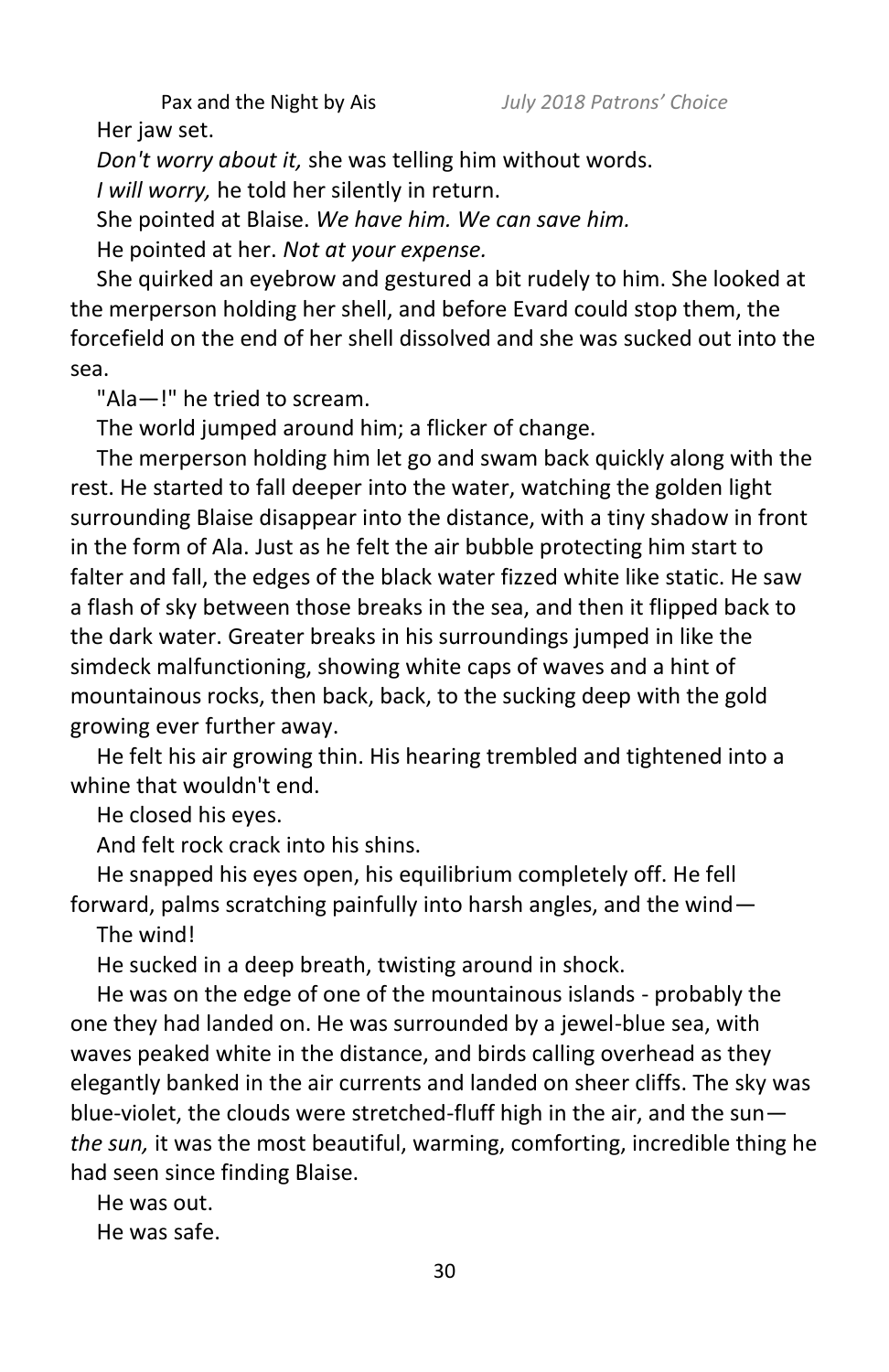Her jaw set.

*Don't worry about it,* she was telling him without words.

*I will worry,* he told her silently in return.

She pointed at Blaise. *We have him. We can save him.*

He pointed at her. *Not at your expense.*

She quirked an eyebrow and gestured a bit rudely to him. She looked at the merperson holding her shell, and before Evard could stop them, the forcefield on the end of her shell dissolved and she was sucked out into the sea.

"Ala—!" he tried to scream.

The world jumped around him; a flicker of change.

The merperson holding him let go and swam back quickly along with the rest. He started to fall deeper into the water, watching the golden light surrounding Blaise disappear into the distance, with a tiny shadow in front in the form of Ala. Just as he felt the air bubble protecting him start to falter and fall, the edges of the black water fizzed white like static. He saw a flash of sky between those breaks in the sea, and then it flipped back to the dark water. Greater breaks in his surroundings jumped in like the simdeck malfunctioning, showing white caps of waves and a hint of mountainous rocks, then back, back, to the sucking deep with the gold growing ever further away.

He felt his air growing thin. His hearing trembled and tightened into a whine that wouldn't end.

He closed his eyes.

And felt rock crack into his shins.

He snapped his eyes open, his equilibrium completely off. He fell forward, palms scratching painfully into harsh angles, and the wind—

The wind!

He sucked in a deep breath, twisting around in shock.

He was on the edge of one of the mountainous islands - probably the one they had landed on. He was surrounded by a jewel-blue sea, with waves peaked white in the distance, and birds calling overhead as they elegantly banked in the air currents and landed on sheer cliffs. The sky was blue-violet, the clouds were stretched-fluff high in the air, and the sun—*the sun,* it was the most beautiful, warming, comforting, incredible thing he had seen since finding Blaise.

He was out.

He was safe.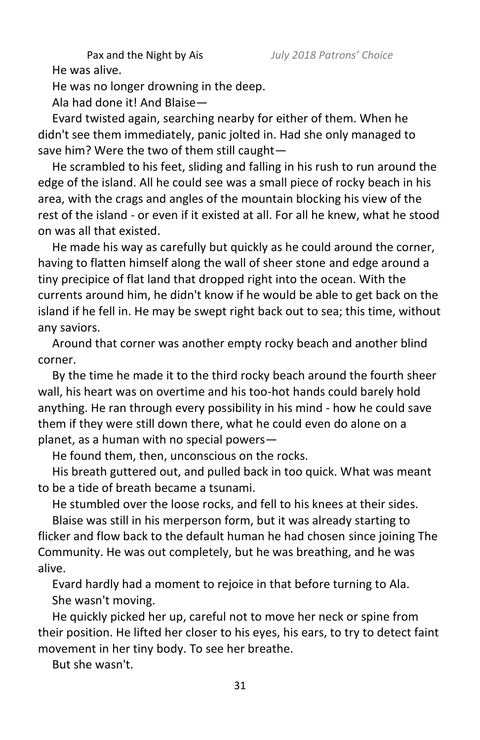He was alive.

He was no longer drowning in the deep.

Ala had done it! And Blaise—

Evard twisted again, searching nearby for either of them. When he didn't see them immediately, panic jolted in. Had she only managed to save him? Were the two of them still caught—

He scrambled to his feet, sliding and falling in his rush to run around the edge of the island. All he could see was a small piece of rocky beach in his area, with the crags and angles of the mountain blocking his view of the rest of the island - or even if it existed at all. For all he knew, what he stood on was all that existed.

He made his way as carefully but quickly as he could around the corner, having to flatten himself along the wall of sheer stone and edge around a tiny precipice of flat land that dropped right into the ocean. With the currents around him, he didn't know if he would be able to get back on the island if he fell in. He may be swept right back out to sea; this time, without any saviors.

Around that corner was another empty rocky beach and another blind corner.

By the time he made it to the third rocky beach around the fourth sheer wall, his heart was on overtime and his too-hot hands could barely hold anything. He ran through every possibility in his mind - how he could save them if they were still down there, what he could even do alone on a planet, as a human with no special powers—

He found them, then, unconscious on the rocks.

His breath guttered out, and pulled back in too quick. What was meant to be a tide of breath became a tsunami.

He stumbled over the loose rocks, and fell to his knees at their sides.

Blaise was still in his merperson form, but it was already starting to flicker and flow back to the default human he had chosen since joining The Community. He was out completely, but he was breathing, and he was alive.

Evard hardly had a moment to rejoice in that before turning to Ala.

She wasn't moving.

He quickly picked her up, careful not to move her neck or spine from their position. He lifted her closer to his eyes, his ears, to try to detect faint movement in her tiny body. To see her breathe.

But she wasn't.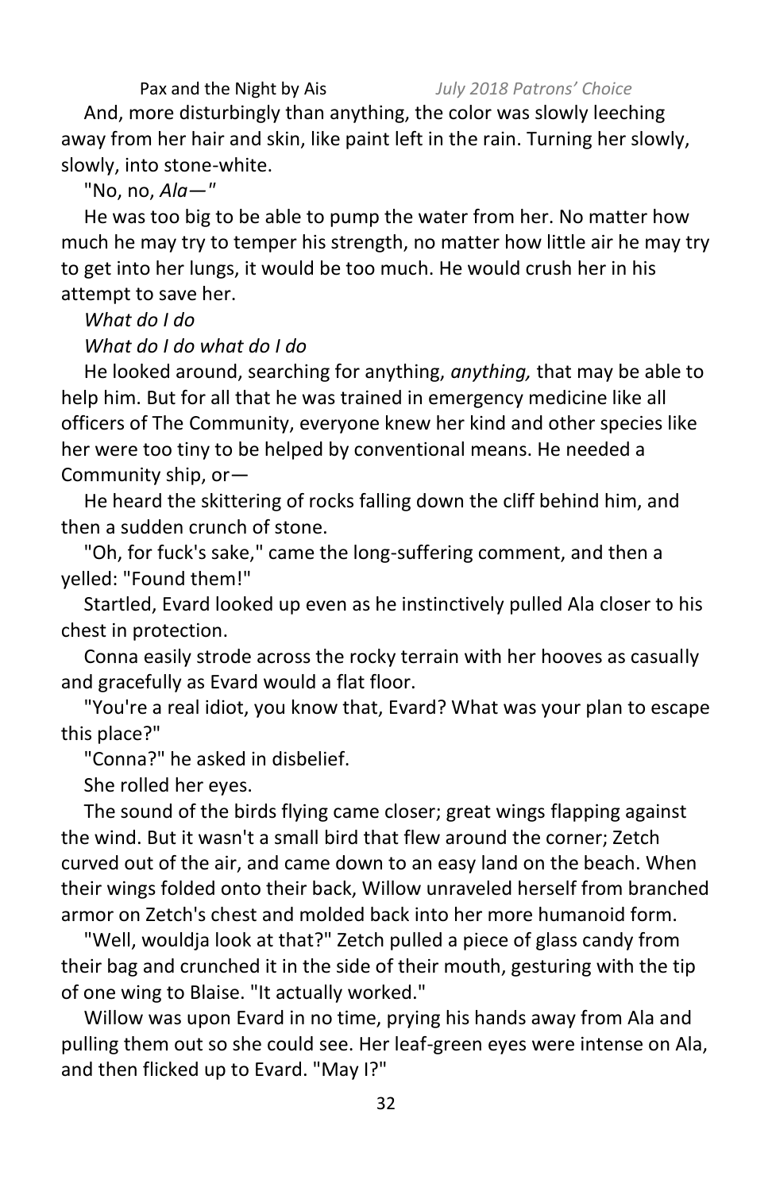And, more disturbingly than anything, the color was slowly leeching away from her hair and skin, like paint left in the rain. Turning her slowly, slowly, into stone-white.

"No, no, *Ala—"*

He was too big to be able to pump the water from her. No matter how much he may try to temper his strength, no matter how little air he may try to get into her lungs, it would be too much. He would crush her in his attempt to save her.

*What do I do*

*What do I do what do I do*

He looked around, searching for anything, *anything,* that may be able to help him. But for all that he was trained in emergency medicine like all officers of The Community, everyone knew her kind and other species like her were too tiny to be helped by conventional means. He needed a Community ship, or—

He heard the skittering of rocks falling down the cliff behind him, and then a sudden crunch of stone.

"Oh, for fuck's sake," came the long-suffering comment, and then a yelled: "Found them!"

Startled, Evard looked up even as he instinctively pulled Ala closer to his chest in protection.

Conna easily strode across the rocky terrain with her hooves as casually and gracefully as Evard would a flat floor.

"You're a real idiot, you know that, Evard? What was your plan to escape this place?"

"Conna?" he asked in disbelief.

She rolled her eyes.

The sound of the birds flying came closer; great wings flapping against the wind. But it wasn't a small bird that flew around the corner; Zetch curved out of the air, and came down to an easy land on the beach. When their wings folded onto their back, Willow unraveled herself from branched armor on Zetch's chest and molded back into her more humanoid form.

"Well, wouldja look at that?" Zetch pulled a piece of glass candy from their bag and crunched it in the side of their mouth, gesturing with the tip of one wing to Blaise. "It actually worked."

Willow was upon Evard in no time, prying his hands away from Ala and pulling them out so she could see. Her leaf-green eyes were intense on Ala, and then flicked up to Evard. "May I?"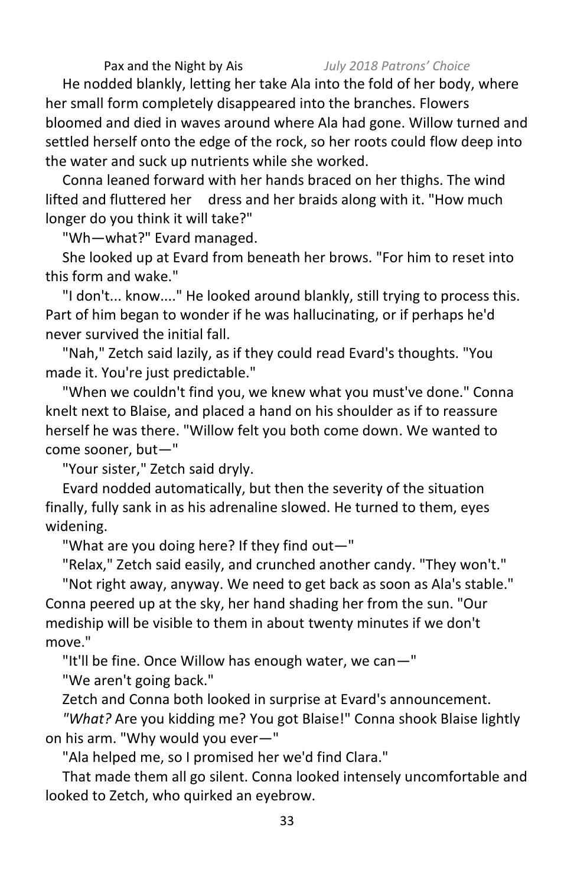He nodded blankly, letting her take Ala into the fold of her body, where her small form completely disappeared into the branches. Flowers bloomed and died in waves around where Ala had gone. Willow turned and settled herself onto the edge of the rock, so her roots could flow deep into the water and suck up nutrients while she worked.

Conna leaned forward with her hands braced on her thighs. The wind lifted and fluttered her dress and her braids along with it. "How much longer do you think it will take?"

"Wh—what?" Evard managed.

She looked up at Evard from beneath her brows. "For him to reset into this form and wake."

"I don't... know...." He looked around blankly, still trying to process this. Part of him began to wonder if he was hallucinating, or if perhaps he'd never survived the initial fall.

"Nah," Zetch said lazily, as if they could read Evard's thoughts. "You made it. You're just predictable."

"When we couldn't find you, we knew what you must've done." Conna knelt next to Blaise, and placed a hand on his shoulder as if to reassure herself he was there. "Willow felt you both come down. We wanted to come sooner, but—"

"Your sister," Zetch said dryly.

Evard nodded automatically, but then the severity of the situation finally, fully sank in as his adrenaline slowed. He turned to them, eyes widening.

"What are you doing here? If they find out—"

"Relax," Zetch said easily, and crunched another candy. "They won't."

"Not right away, anyway. We need to get back as soon as Ala's stable." Conna peered up at the sky, her hand shading her from the sun. "Our mediship will be visible to them in about twenty minutes if we don't move."

"It'll be fine. Once Willow has enough water, we can—"

"We aren't going back."

Zetch and Conna both looked in surprise at Evard's announcement.

*"What?* Are you kidding me? You got Blaise!" Conna shook Blaise lightly on his arm. "Why would you ever—"

"Ala helped me, so I promised her we'd find Clara."

That made them all go silent. Conna looked intensely uncomfortable and looked to Zetch, who quirked an eyebrow.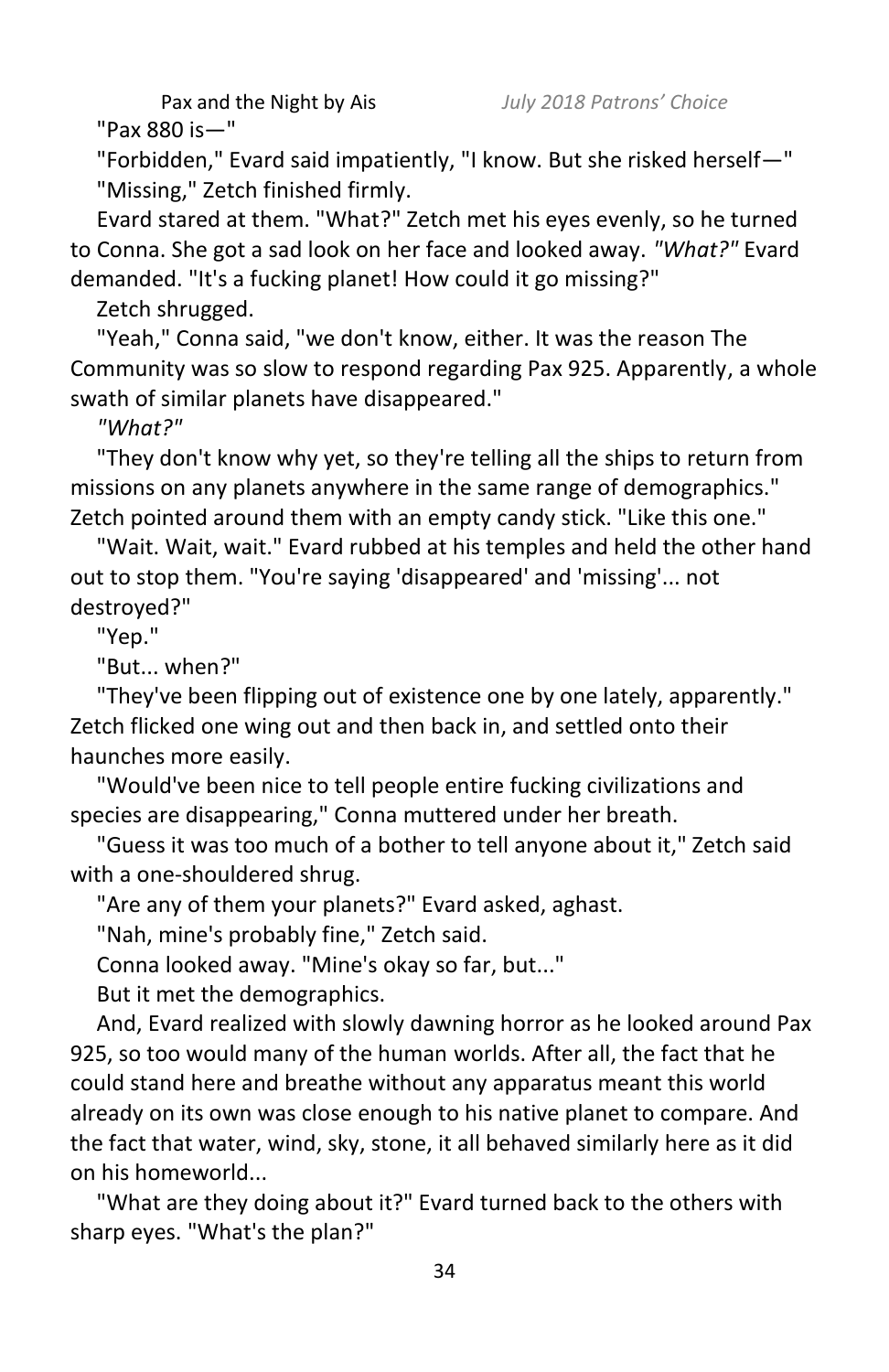"Pax 880 is—"

"Forbidden," Evard said impatiently, "I know. But she risked herself—"

"Missing," Zetch finished firmly.

Evard stared at them. "What?" Zetch met his eyes evenly, so he turned to Conna. She got a sad look on her face and looked away. *"What?"* Evard demanded. "It's a fucking planet! How could it go missing?"

Zetch shrugged.

"Yeah," Conna said, "we don't know, either. It was the reason The Community was so slow to respond regarding Pax 925. Apparently, a whole swath of similar planets have disappeared."

*"What?"*

"They don't know why yet, so they're telling all the ships to return from missions on any planets anywhere in the same range of demographics." Zetch pointed around them with an empty candy stick. "Like this one."

"Wait. Wait, wait." Evard rubbed at his temples and held the other hand out to stop them. "You're saying 'disappeared' and 'missing'... not destroyed?"

"Yep."

"But... when?"

"They've been flipping out of existence one by one lately, apparently." Zetch flicked one wing out and then back in, and settled onto their haunches more easily.

"Would've been nice to tell people entire fucking civilizations and species are disappearing," Conna muttered under her breath.

"Guess it was too much of a bother to tell anyone about it," Zetch said with a one-shouldered shrug.

"Are any of them your planets?" Evard asked, aghast.

"Nah, mine's probably fine," Zetch said.

Conna looked away. "Mine's okay so far, but..."

But it met the demographics.

And, Evard realized with slowly dawning horror as he looked around Pax 925, so too would many of the human worlds. After all, the fact that he could stand here and breathe without any apparatus meant this world already on its own was close enough to his native planet to compare. And the fact that water, wind, sky, stone, it all behaved similarly here as it did on his homeworld...

"What are they doing about it?" Evard turned back to the others with sharp eyes. "What's the plan?"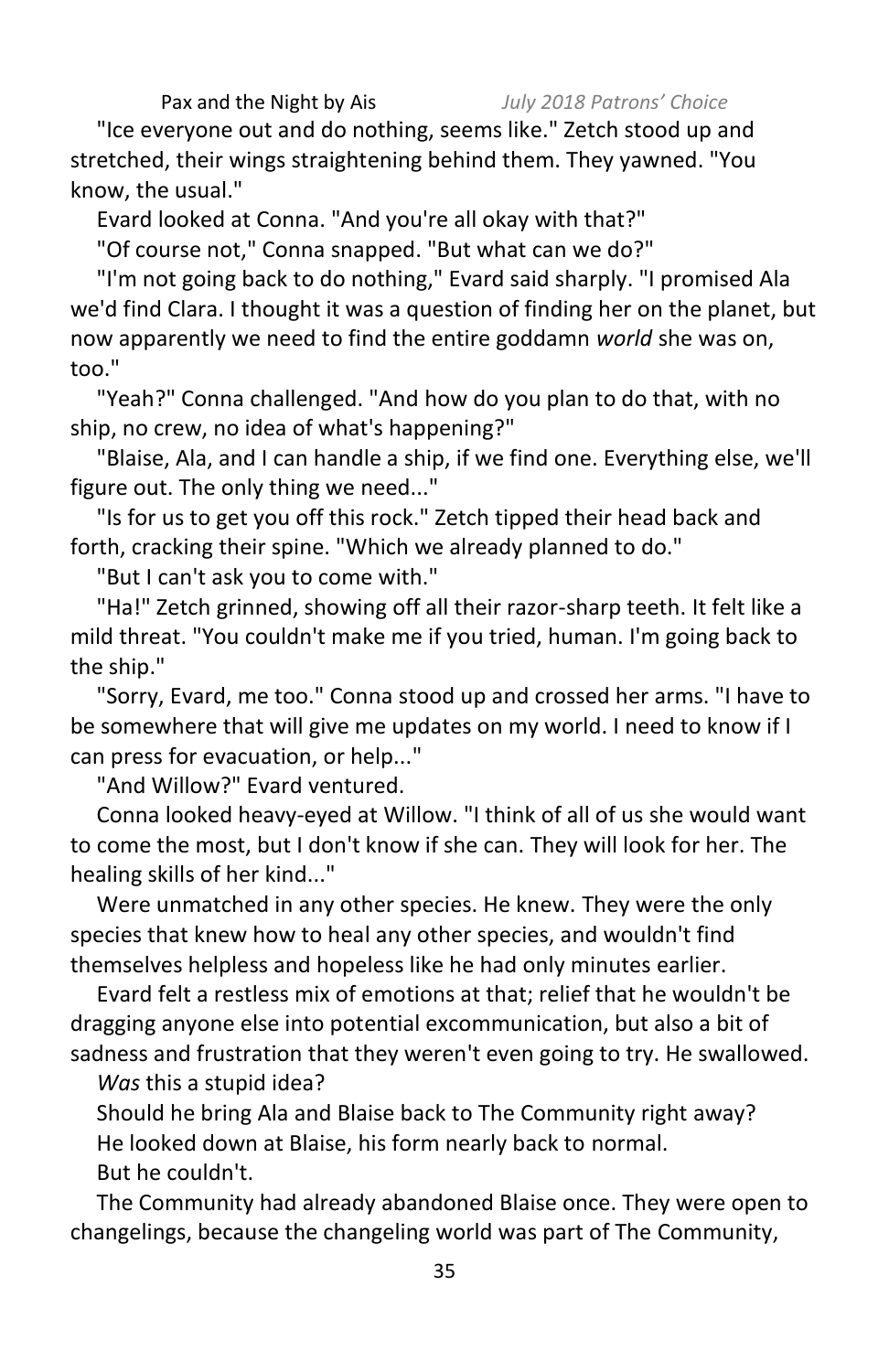"Ice everyone out and do nothing, seems like." Zetch stood up and stretched, their wings straightening behind them. They yawned. "You know, the usual."

Evard looked at Conna. "And you're all okay with that?"

"Of course not," Conna snapped. "But what can we do?"

"I'm not going back to do nothing," Evard said sharply. "I promised Ala we'd find Clara. I thought it was a question of finding her on the planet, but now apparently we need to find the entire goddamn *world* she was on, too."

"Yeah?" Conna challenged. "And how do you plan to do that, with no ship, no crew, no idea of what's happening?"

"Blaise, Ala, and I can handle a ship, if we find one. Everything else, we'll figure out. The only thing we need..."

"Is for us to get you off this rock." Zetch tipped their head back and forth, cracking their spine. "Which we already planned to do."

"But I can't ask you to come with."

"Ha!" Zetch grinned, showing off all their razor-sharp teeth. It felt like a mild threat. "You couldn't make me if you tried, human. I'm going back to the ship."

"Sorry, Evard, me too." Conna stood up and crossed her arms. "I have to be somewhere that will give me updates on my world. I need to know if I can press for evacuation, or help..."

"And Willow?" Evard ventured.

Conna looked heavy-eyed at Willow. "I think of all of us she would want to come the most, but I don't know if she can. They will look for her. The healing skills of her kind..."

Were unmatched in any other species. He knew. They were the only species that knew how to heal any other species, and wouldn't find themselves helpless and hopeless like he had only minutes earlier.

Evard felt a restless mix of emotions at that; relief that he wouldn't be dragging anyone else into potential excommunication, but also a bit of sadness and frustration that they weren't even going to try. He swallowed.

*Was* this a stupid idea?

Should he bring Ala and Blaise back to The Community right away?

He looked down at Blaise, his form nearly back to normal.

But he couldn't.

The Community had already abandoned Blaise once. They were open to changelings, because the changeling world was part of The Community,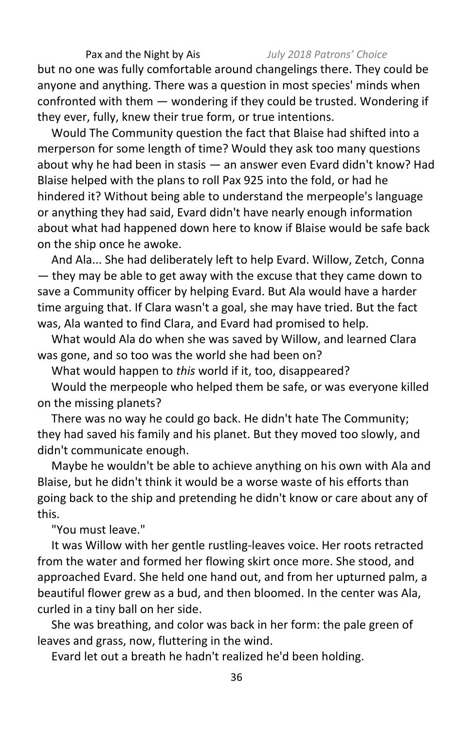but no one was fully comfortable around changelings there. They could be anyone and anything. There was a question in most species' minds when confronted with them — wondering if they could be trusted. Wondering if they ever, fully, knew their true form, or true intentions.

Would The Community question the fact that Blaise had shifted into a merperson for some length of time? Would they ask too many questions about why he had been in stasis — an answer even Evard didn't know? Had Blaise helped with the plans to roll Pax 925 into the fold, or had he hindered it? Without being able to understand the merpeople's language or anything they had said, Evard didn't have nearly enough information about what had happened down here to know if Blaise would be safe back on the ship once he awoke.

And Ala... She had deliberately left to help Evard. Willow, Zetch, Conna — they may be able to get away with the excuse that they came down to save a Community officer by helping Evard. But Ala would have a harder time arguing that. If Clara wasn't a goal, she may have tried. But the fact was, Ala wanted to find Clara, and Evard had promised to help.

What would Ala do when she was saved by Willow, and learned Clara was gone, and so too was the world she had been on?

What would happen to *this* world if it, too, disappeared?

Would the merpeople who helped them be safe, or was everyone killed on the missing planets?

There was no way he could go back. He didn't hate The Community; they had saved his family and his planet. But they moved too slowly, and didn't communicate enough.

Maybe he wouldn't be able to achieve anything on his own with Ala and Blaise, but he didn't think it would be a worse waste of his efforts than going back to the ship and pretending he didn't know or care about any of this.

"You must leave."

It was Willow with her gentle rustling-leaves voice. Her roots retracted from the water and formed her flowing skirt once more. She stood, and approached Evard. She held one hand out, and from her upturned palm, a beautiful flower grew as a bud, and then bloomed. In the center was Ala, curled in a tiny ball on her side.

She was breathing, and color was back in her form: the pale green of leaves and grass, now, fluttering in the wind.

Evard let out a breath he hadn't realized he'd been holding.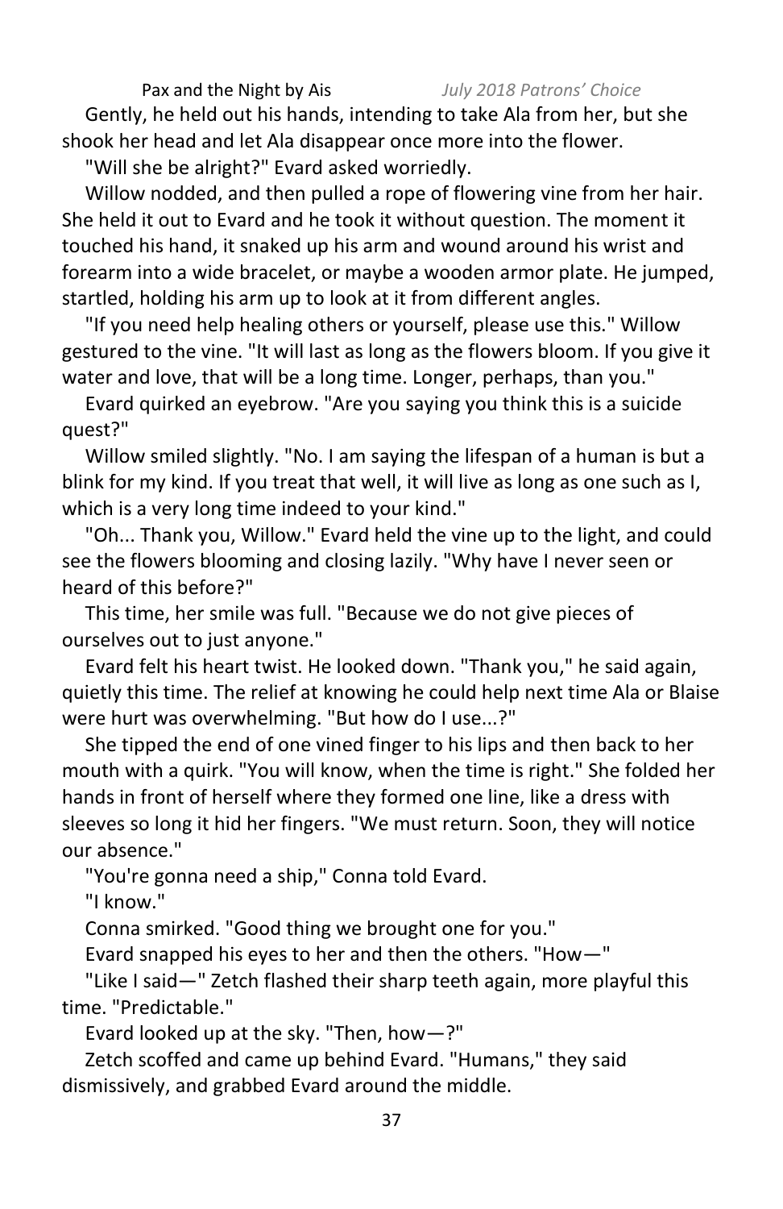Gently, he held out his hands, intending to take Ala from her, but she shook her head and let Ala disappear once more into the flower.

"Will she be alright?" Evard asked worriedly.

Willow nodded, and then pulled a rope of flowering vine from her hair. She held it out to Evard and he took it without question. The moment it touched his hand, it snaked up his arm and wound around his wrist and forearm into a wide bracelet, or maybe a wooden armor plate. He jumped, startled, holding his arm up to look at it from different angles.

"If you need help healing others or yourself, please use this." Willow gestured to the vine. "It will last as long as the flowers bloom. If you give it water and love, that will be a long time. Longer, perhaps, than you."

Evard quirked an eyebrow. "Are you saying you think this is a suicide quest?"

Willow smiled slightly. "No. I am saying the lifespan of a human is but a blink for my kind. If you treat that well, it will live as long as one such as I, which is a very long time indeed to your kind."

"Oh... Thank you, Willow." Evard held the vine up to the light, and could see the flowers blooming and closing lazily. "Why have I never seen or heard of this before?"

This time, her smile was full. "Because we do not give pieces of ourselves out to just anyone."

Evard felt his heart twist. He looked down. "Thank you," he said again, quietly this time. The relief at knowing he could help next time Ala or Blaise were hurt was overwhelming. "But how do I use...?"

She tipped the end of one vined finger to his lips and then back to her mouth with a quirk. "You will know, when the time is right." She folded her hands in front of herself where they formed one line, like a dress with sleeves so long it hid her fingers. "We must return. Soon, they will notice our absence."

"You're gonna need a ship," Conna told Evard.

"I know."

Conna smirked. "Good thing we brought one for you."

Evard snapped his eyes to her and then the others. "How—"

"Like I said—" Zetch flashed their sharp teeth again, more playful this time. "Predictable."

Evard looked up at the sky. "Then, how—?"

Zetch scoffed and came up behind Evard. "Humans," they said dismissively, and grabbed Evard around the middle.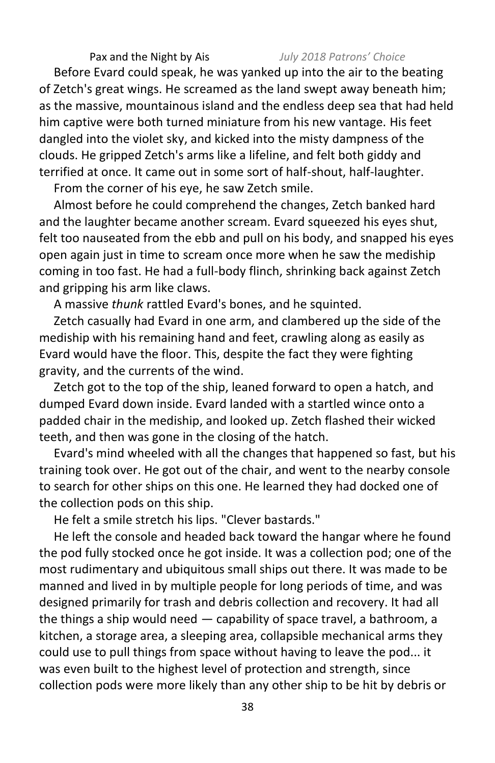Before Evard could speak, he was yanked up into the air to the beating of Zetch's great wings. He screamed as the land swept away beneath him; as the massive, mountainous island and the endless deep sea that had held him captive were both turned miniature from his new vantage. His feet dangled into the violet sky, and kicked into the misty dampness of the clouds. He gripped Zetch's arms like a lifeline, and felt both giddy and terrified at once. It came out in some sort of half-shout, half-laughter.

From the corner of his eye, he saw Zetch smile.

Almost before he could comprehend the changes, Zetch banked hard and the laughter became another scream. Evard squeezed his eyes shut, felt too nauseated from the ebb and pull on his body, and snapped his eyes open again just in time to scream once more when he saw the mediship coming in too fast. He had a full-body flinch, shrinking back against Zetch and gripping his arm like claws.

A massive *thunk* rattled Evard's bones, and he squinted.

Zetch casually had Evard in one arm, and clambered up the side of the mediship with his remaining hand and feet, crawling along as easily as Evard would have the floor. This, despite the fact they were fighting gravity, and the currents of the wind.

Zetch got to the top of the ship, leaned forward to open a hatch, and dumped Evard down inside. Evard landed with a startled wince onto a padded chair in the mediship, and looked up. Zetch flashed their wicked teeth, and then was gone in the closing of the hatch.

Evard's mind wheeled with all the changes that happened so fast, but his training took over. He got out of the chair, and went to the nearby console to search for other ships on this one. He learned they had docked one of the collection pods on this ship.

He felt a smile stretch his lips. "Clever bastards."

He left the console and headed back toward the hangar where he found the pod fully stocked once he got inside. It was a collection pod; one of the most rudimentary and ubiquitous small ships out there. It was made to be manned and lived in by multiple people for long periods of time, and was designed primarily for trash and debris collection and recovery. It had all the things a ship would need — capability of space travel, a bathroom, a kitchen, a storage area, a sleeping area, collapsible mechanical arms they could use to pull things from space without having to leave the pod... it was even built to the highest level of protection and strength, since collection pods were more likely than any other ship to be hit by debris or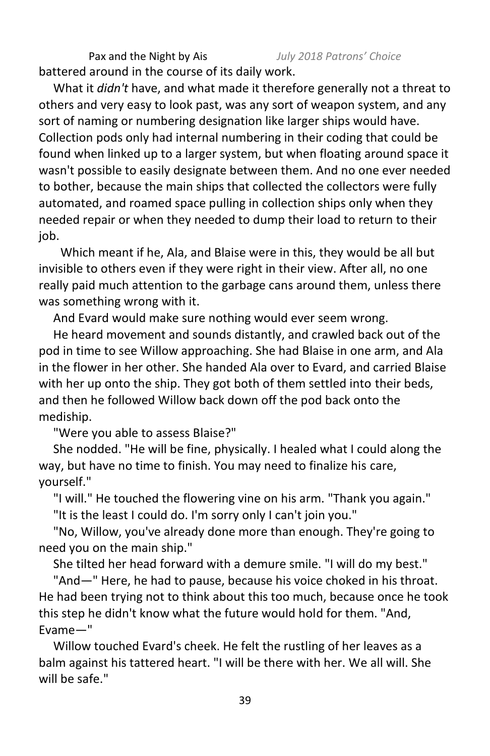battered around in the course of its daily work.

What it *didn't* have, and what made it therefore generally not a threat to others and very easy to look past, was any sort of weapon system, and any sort of naming or numbering designation like larger ships would have. Collection pods only had internal numbering in their coding that could be found when linked up to a larger system, but when floating around space it wasn't possible to easily designate between them. And no one ever needed to bother, because the main ships that collected the collectors were fully automated, and roamed space pulling in collection ships only when they needed repair or when they needed to dump their load to return to their job.

Which meant if he, Ala, and Blaise were in this, they would be all but invisible to others even if they were right in their view. After all, no one really paid much attention to the garbage cans around them, unless there was something wrong with it.

And Evard would make sure nothing would ever seem wrong.

He heard movement and sounds distantly, and crawled back out of the pod in time to see Willow approaching. She had Blaise in one arm, and Ala in the flower in her other. She handed Ala over to Evard, and carried Blaise with her up onto the ship. They got both of them settled into their beds, and then he followed Willow back down off the pod back onto the medship.

"Were you able to assess Blaise?"

She nodded. "He will be fine, physically. I healed what I could along the way, but have no time to finish. You may need to finalize his care, yourself."

"I will." He touched the flowering vine on his arm. "Thank you again."

"It is the least I could do. I'm sorry only I can't join you."

"No, Willow, you've already done more than enough. They're going to need you on the main ship."

She tilted her head forward with a demure smile. "I will do my best."

"And—" Here, he had to pause, because his voice choked in his throat. He had been trying not to think about this too much, because once he took this step he didn't know what the future would hold for them. "And, Evame—"

Willow touched Evard's cheek. He felt the rustling of her leaves as a balm against his tattered heart. "I will be there with her. We all will. She will be safe."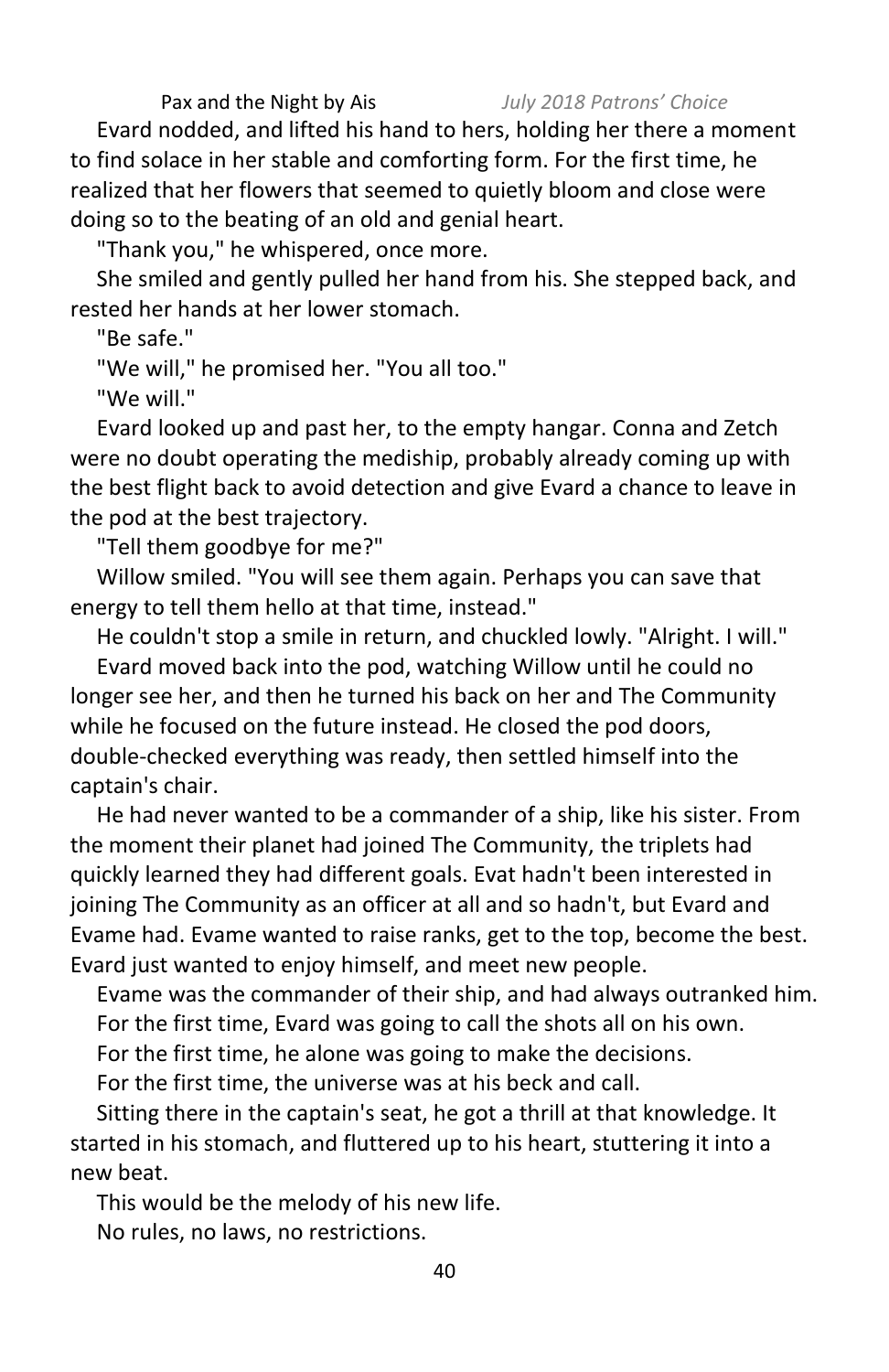Evard nodded, and lifted his hand to hers, holding her there a moment to find solace in her stable and comforting form. For the first time, he realized that her flowers that seemed to quietly bloom and close were doing so to the beating of an old and genial heart.

"Thank you," he whispered, once more.

She smiled and gently pulled her hand from his. She stepped back, and rested her hands at her lower stomach.

"Be safe."

"We will," he promised her. "You all too."

"We will."

Evard looked up and past her, to the empty hangar. Conna and Zetch were no doubt operating the mediship, probably already coming up with the best flight back to avoid detection and give Evard a chance to leave in the pod at the best trajectory.

"Tell them goodbye for me?"

Willow smiled. "You will see them again. Perhaps you can save that energy to tell them hello at that time, instead."

He couldn't stop a smile in return, and chuckled lowly. "Alright. I will."

Evard moved back into the pod, watching Willow until he could no longer see her, and then he turned his back on her and The Community while he focused on the future instead. He closed the pod doors, double-checked everything was ready, then settled himself into the captain's chair.

He had never wanted to be a commander of a ship, like his sister. From the moment their planet had joined The Community, the triplets had quickly learned they had different goals. Evat hadn't been interested in joining The Community as an officer at all and so hadn't, but Evard and Evame had. Evame wanted to raise ranks, get to the top, become the best. Evard just wanted to enjoy himself, and meet new people.

Evame was the commander of their ship, and had always outranked him.

For the first time, Evard was going to call the shots all on his own.

For the first time, he alone was going to make the decisions.

For the first time, the universe was at his beck and call.

Sitting there in the captain's seat, he got a thrill at that knowledge. It started in his stomach, and fluttered up to his heart, stuttering it into a new beat.

This would be the melody of his new life.

No rules, no laws, no restrictions.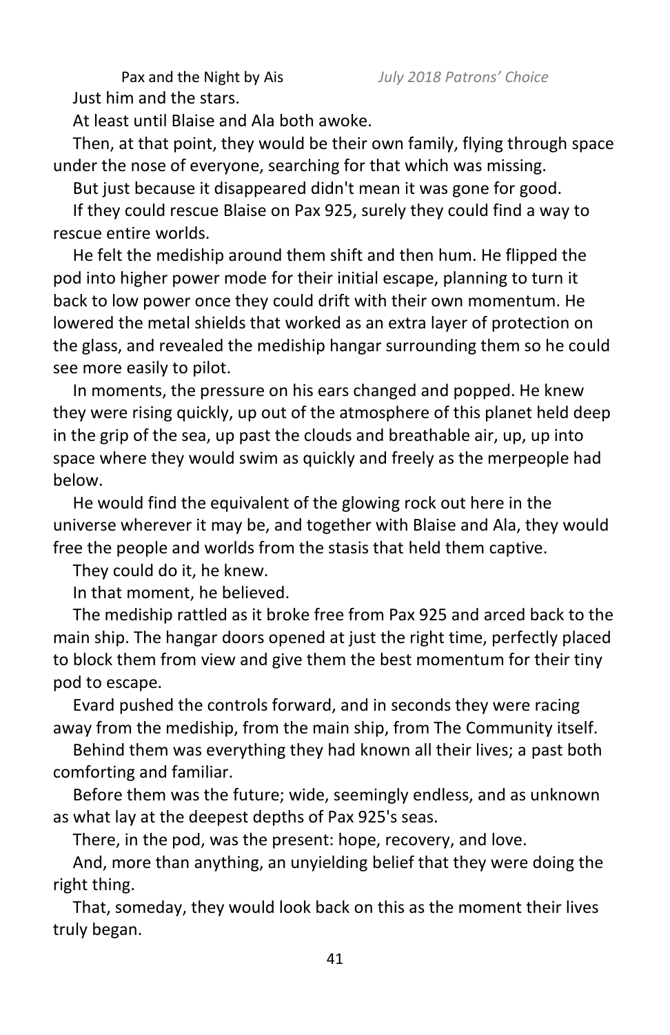Just him and the stars.

At least until Blaise and Ala both awoke.

Then, at that point, they would be their own family, flying through space under the nose of everyone, searching for that which was missing.

But just because it disappeared didn't mean it was gone for good.

If they could rescue Blaise on Pax 925, surely they could find a way to rescue entire worlds.

He felt the mediship around them shift and then hum. He flipped the pod into higher power mode for their initial escape, planning to turn it back to low power once they could drift with their own momentum. He lowered the metal shields that worked as an extra layer of protection on the glass, and revealed the mediship hangar surrounding them so he could see more easily to pilot.

In moments, the pressure on his ears changed and popped. He knew they were rising quickly, up out of the atmosphere of this planet held deep in the grip of the sea, up past the clouds and breathable air, up, up into space where they would swim as quickly and freely as the merpeople had below.

He would find the equivalent of the glowing rock out here in the universe wherever it may be, and together with Blaise and Ala, they would free the people and worlds from the stasis that held them captive.

They could do it, he knew.

In that moment, he believed.

The mediship rattled as it broke free from Pax 925 and arced back to the main ship. The hangar doors opened at just the right time, perfectly placed to block them from view and give them the best momentum for their tiny pod to escape.

Evard pushed the controls forward, and in seconds they were racing away from the mediship, from the main ship, from The Community itself.

Behind them was everything they had known all their lives; a past both comforting and familiar.

Before them was the future; wide, seemingly endless, and as unknown as what lay at the deepest depths of Pax 925's seas.

There, in the pod, was the present: hope, recovery, and love.

And, more than anything, an unyielding belief that they were doing the right thing.

That, someday, they would look back on this as the moment their lives truly began.